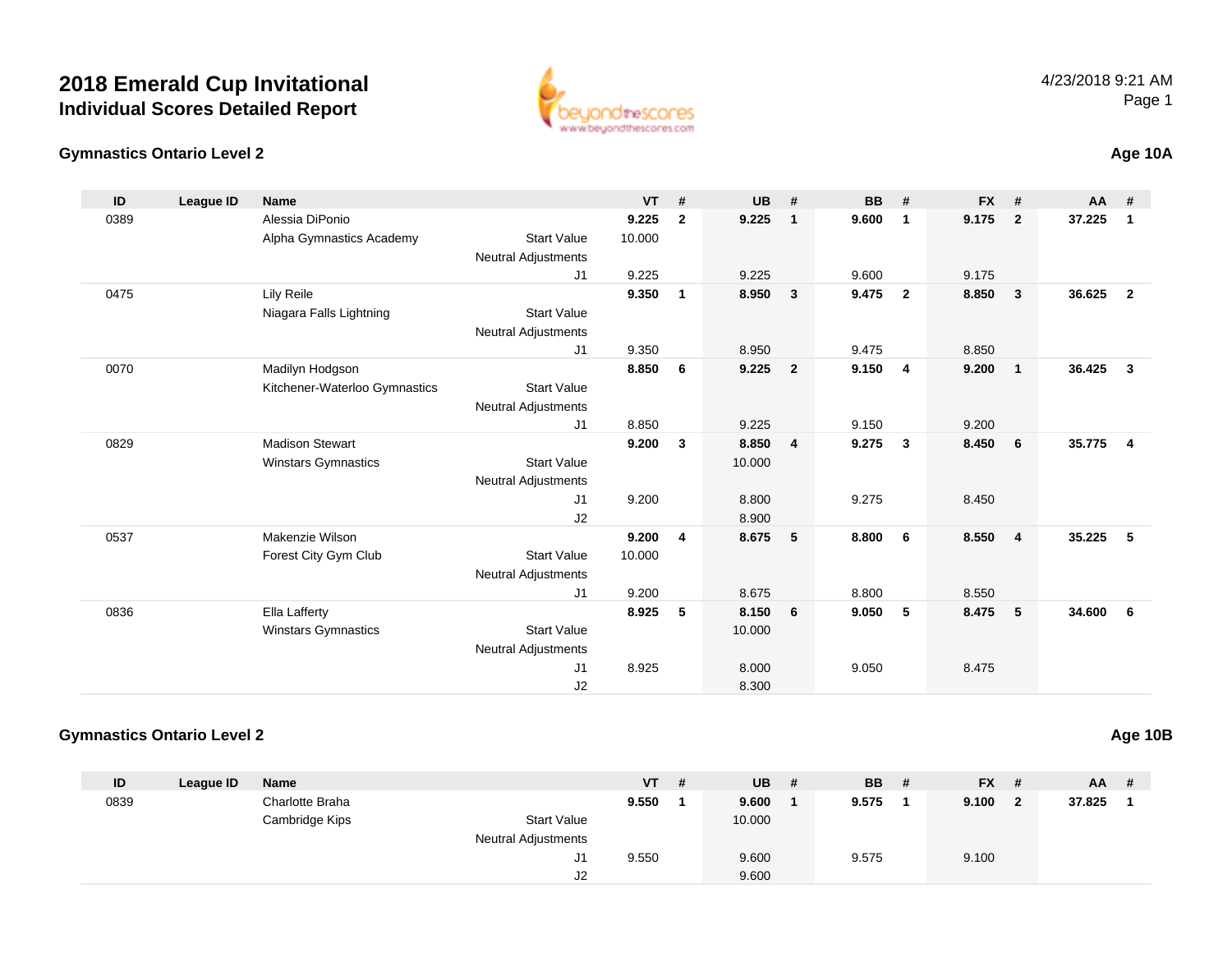# 2018 Emerald Cup Invitational

## Individual Scores Detailed Report

4/23/2018 9:21 AM

### Gymnastics Ontario Level 2 — Age 10A

| ID | League ID | Name | | VT | # | UB | # | BB | # | FX | # | AA | # |
|---|---|---|---|---|---|---|---|---|---|---|---|---|---|
| 0389 | | Alessia DiPonio | | **9.225** | **2** | **9.225** | **1** | **9.600** | **1** | **9.175** | **2** | **37.225** | **1** |
| | | Alpha Gymnastics Academy | Start Value | 10.000 | | | | | | | | | |
| | | | Neutral Adjustments | | | | | | | | | | |
| | | | J1 | 9.225 | | 9.225 | | 9.600 | | 9.175 | | | |
| 0475 | | Lily Reile | | **9.350** | **1** | **8.950** | **3** | **9.475** | **2** | **8.850** | **3** | **36.625** | **2** |
| | | Niagara Falls Lightning | Start Value | | | | | | | | | | |
| | | | Neutral Adjustments | | | | | | | | | | |
| | | | J1 | 9.350 | | 8.950 | | 9.475 | | 8.850 | | | |
| 0070 | | Madilyn Hodgson | | **8.850** | **6** | **9.225** | **2** | **9.150** | **4** | **9.200** | **1** | **36.425** | **3** |
| | | Kitchener-Waterloo Gymnastics | Start Value | | | | | | | | | | |
| | | | Neutral Adjustments | | | | | | | | | | |
| | | | J1 | 8.850 | | 9.225 | | 9.150 | | 9.200 | | | |
| 0829 | | Madison Stewart | | **9.200** | **3** | **8.850** | **4** | **9.275** | **3** | **8.450** | **6** | **35.775** | **4** |
| | | Winstars Gymnastics | Start Value | | | 10.000 | | | | | | | |
| | | | Neutral Adjustments | | | | | | | | | | |
| | | | J1 | 9.200 | | 8.800 | | 9.275 | | 8.450 | | | |
| | | | J2 | | | 8.900 | | | | | | | |
| 0537 | | Makenzie Wilson | | **9.200** | **4** | **8.675** | **5** | **8.800** | **6** | **8.550** | **4** | **35.225** | **5** |
| | | Forest City Gym Club | Start Value | 10.000 | | | | | | | | | |
| | | | Neutral Adjustments | | | | | | | | | | |
| | | | J1 | 9.200 | | 8.675 | | 8.800 | | 8.550 | | | |
| 0836 | | Ella Lafferty | | **8.925** | **5** | **8.150** | **6** | **9.050** | **5** | **8.475** | **5** | **34.600** | **6** |
| | | Winstars Gymnastics | Start Value | | | 10.000 | | | | | | | |
| | | | Neutral Adjustments | | | | | | | | | | |
| | | | J1 | 8.925 | | 8.000 | | 9.050 | | 8.475 | | | |
| | | | J2 | | | 8.300 | | | | | | | |

### Gymnastics Ontario Level 2 — Age 10B

| ID | League ID | Name | | VT | # | UB | # | BB | # | FX | # | AA | # |
|---|---|---|---|---|---|---|---|---|---|---|---|---|---|
| 0839 | | Charlotte Braha | | **9.550** | **1** | **9.600** | **1** | **9.575** | **1** | **9.100** | **2** | **37.825** | **1** |
| | | Cambridge Kips | Start Value | | | 10.000 | | | | | | | |
| | | | Neutral Adjustments | | | | | | | | | | |
| | | | J1 | 9.550 | | 9.600 | | 9.575 | | 9.100 | | | |
| | | | J2 | | | 9.600 | | | | | | | |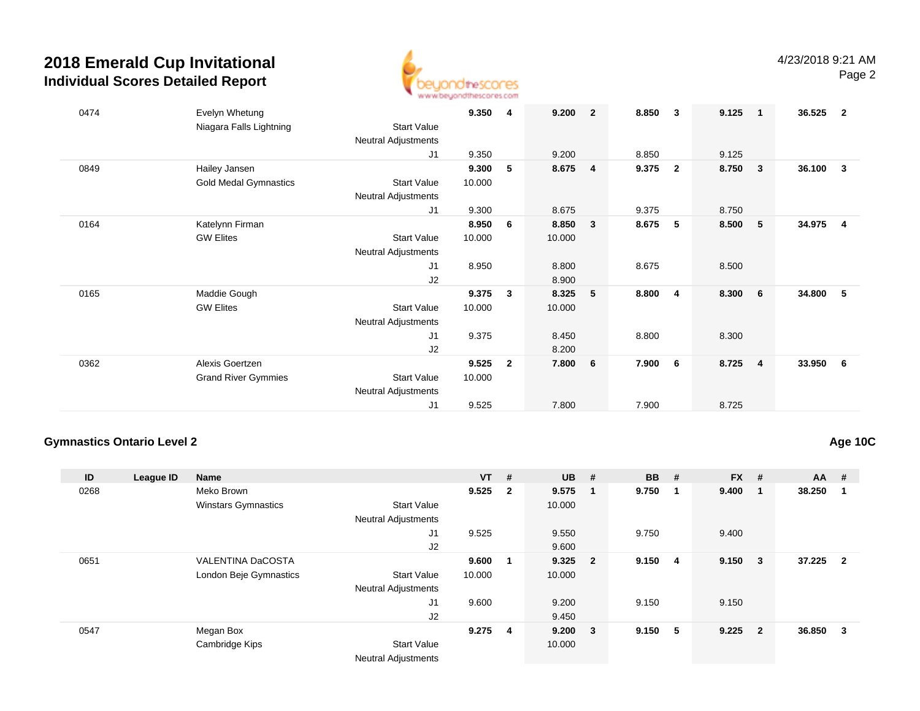# 2018 Emerald Cup Invitational
## Individual Scores Detailed Report

4/23/2018 9:21 AM

| ID | League ID | Name | | VT | # | UB | # | BB | # | FX | # | AA | # |
|---|---|---|---|---|---|---|---|---|---|---|---|---|---|
| 0474 | | Evelyn Whetung | | **9.350** | **4** | **9.200** | **2** | **8.850** | **3** | **9.125** | **1** | **36.525** | **2** |
| | | Niagara Falls Lightning | Start Value | | | | | | | | | | |
| | | | Neutral Adjustments | | | | | | | | | | |
| | | | J1 | 9.350 | | 9.200 | | 8.850 | | 9.125 | | | |
| 0849 | | Hailey Jansen | | **9.300** | **5** | **8.675** | **4** | **9.375** | **2** | **8.750** | **3** | **36.100** | **3** |
| | | Gold Medal Gymnastics | Start Value | 10.000 | | | | | | | | | |
| | | | Neutral Adjustments | | | | | | | | | | |
| | | | J1 | 9.300 | | 8.675 | | 9.375 | | 8.750 | | | |
| 0164 | | Katelynn Firman | | **8.950** | **6** | **8.850** | **3** | **8.675** | **5** | **8.500** | **5** | **34.975** | **4** |
| | | GW Elites | Start Value | 10.000 | | 10.000 | | | | | | | |
| | | | Neutral Adjustments | | | | | | | | | | |
| | | | J1 | 8.950 | | 8.800 | | 8.675 | | 8.500 | | | |
| | | | J2 | | | 8.900 | | | | | | | |
| 0165 | | Maddie Gough | | **9.375** | **3** | **8.325** | **5** | **8.800** | **4** | **8.300** | **6** | **34.800** | **5** |
| | | GW Elites | Start Value | 10.000 | | 10.000 | | | | | | | |
| | | | Neutral Adjustments | | | | | | | | | | |
| | | | J1 | 9.375 | | 8.450 | | 8.800 | | 8.300 | | | |
| | | | J2 | | | 8.200 | | | | | | | |
| 0362 | | Alexis Goertzen | | **9.525** | **2** | **7.800** | **6** | **7.900** | **6** | **8.725** | **4** | **33.950** | **6** |
| | | Grand River Gymmies | Start Value | 10.000 | | | | | | | | | |
| | | | Neutral Adjustments | | | | | | | | | | |
| | | | J1 | 9.525 | | 7.800 | | 7.900 | | 8.725 | | | |

### Gymnastics Ontario Level 2

**Age 10C**

| ID | League ID | Name | | VT | # | UB | # | BB | # | FX | # | AA | # |
|---|---|---|---|---|---|---|---|---|---|---|---|---|---|
| 0268 | | Meko Brown | | **9.525** | **2** | **9.575** | **1** | **9.750** | **1** | **9.400** | **1** | **38.250** | **1** |
| | | Winstars Gymnastics | Start Value | | | 10.000 | | | | | | | |
| | | | Neutral Adjustments | | | | | | | | | | |
| | | | J1 | 9.525 | | 9.550 | | 9.750 | | 9.400 | | | |
| | | | J2 | | | 9.600 | | | | | | | |
| 0651 | | VALENTINA DaCOSTA | | **9.600** | **1** | **9.325** | **2** | **9.150** | **4** | **9.150** | **3** | **37.225** | **2** |
| | | London Beje Gymnastics | Start Value | 10.000 | | 10.000 | | | | | | | |
| | | | Neutral Adjustments | | | | | | | | | | |
| | | | J1 | 9.600 | | 9.200 | | 9.150 | | 9.150 | | | |
| | | | J2 | | | 9.450 | | | | | | | |
| 0547 | | Megan Box | | **9.275** | **4** | **9.200** | **3** | **9.150** | **5** | **9.225** | **2** | **36.850** | **3** |
| | | Cambridge Kips | Start Value | | | 10.000 | | | | | | | |
| | | | Neutral Adjustments | | | | | | | | | | |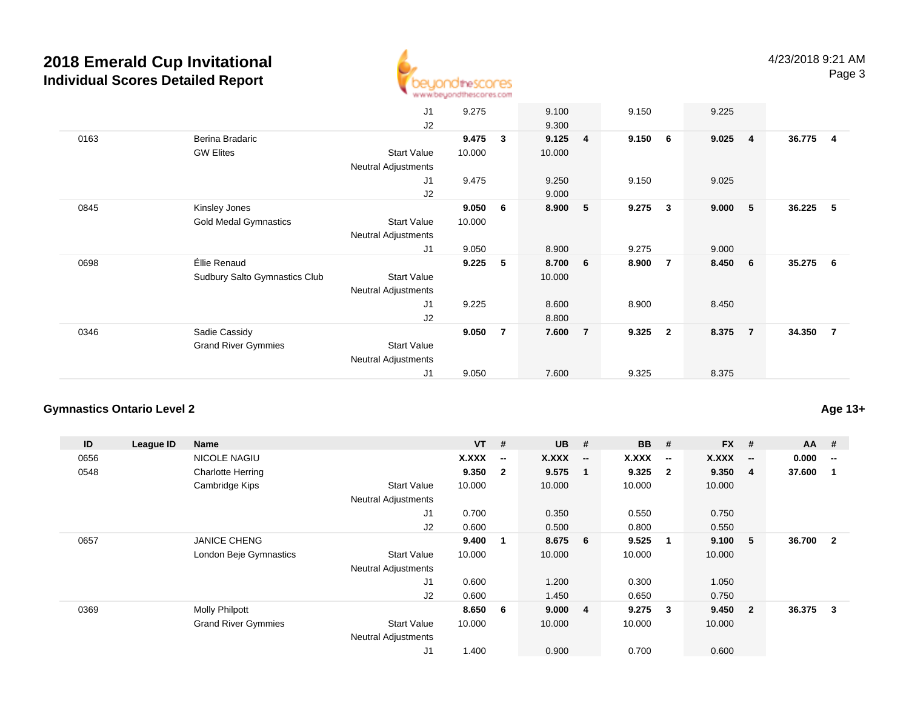# 2018 Emerald Cup Invitational

## Individual Scores Detailed Report

| ID | League ID | Name | | VT | # | UB | # | BB | # | FX | # | AA | # |
|---|---|---|---|---|---|---|---|---|---|---|---|---|---|
| | | | J1 | 9.275 | | 9.100 | | 9.150 | | 9.225 | | | |
| | | | J2 | | | 9.300 | | | | | | | |
| 0163 | | Berina Bradaric | | **9.475** | **3** | **9.125** | **4** | **9.150** | **6** | **9.025** | **4** | **36.775** | **4** |
| | | GW Elites | Start Value | 10.000 | | 10.000 | | | | | | | |
| | | | Neutral Adjustments | | | | | | | | | | |
| | | | J1 | 9.475 | | 9.250 | | 9.150 | | 9.025 | | | |
| | | | J2 | | | 9.000 | | | | | | | |
| 0845 | | Kinsley Jones | | **9.050** | **6** | **8.900** | **5** | **9.275** | **3** | **9.000** | **5** | **36.225** | **5** |
| | | Gold Medal Gymnastics | Start Value | 10.000 | | | | | | | | | |
| | | | Neutral Adjustments | | | | | | | | | | |
| | | | J1 | 9.050 | | 8.900 | | 9.275 | | 9.000 | | | |
| 0698 | | Éllie Renaud | | **9.225** | **5** | **8.700** | **6** | **8.900** | **7** | **8.450** | **6** | **35.275** | **6** |
| | | Sudbury Salto Gymnastics Club | Start Value | | | 10.000 | | | | | | | |
| | | | Neutral Adjustments | | | | | | | | | | |
| | | | J1 | 9.225 | | 8.600 | | 8.900 | | 8.450 | | | |
| | | | J2 | | | 8.800 | | | | | | | |
| 0346 | | Sadie Cassidy | | **9.050** | **7** | **7.600** | **7** | **9.325** | **2** | **8.375** | **7** | **34.350** | **7** |
| | | Grand River Gymmies | Start Value | | | | | | | | | | |
| | | | Neutral Adjustments | | | | | | | | | | |
| | | | J1 | 9.050 | | 7.600 | | 9.325 | | 8.375 | | | |

### Gymnastics Ontario Level 2

**Age 13+**

| ID | League ID | Name | | VT | # | UB | # | BB | # | FX | # | AA | # |
|---|---|---|---|---|---|---|---|---|---|---|---|---|---|
| 0656 | | NICOLE NAGIU | | **X.XXX** | **--** | **X.XXX** | **--** | **X.XXX** | **--** | **X.XXX** | **--** | **0.000** | **--** |
| 0548 | | Charlotte Herring | | **9.350** | **2** | **9.575** | **1** | **9.325** | **2** | **9.350** | **4** | **37.600** | **1** |
| | | Cambridge Kips | Start Value | 10.000 | | 10.000 | | 10.000 | | 10.000 | | | |
| | | | Neutral Adjustments | | | | | | | | | | |
| | | | J1 | 0.700 | | 0.350 | | 0.550 | | 0.750 | | | |
| | | | J2 | 0.600 | | 0.500 | | 0.800 | | 0.550 | | | |
| 0657 | | JANICE CHENG | | **9.400** | **1** | **8.675** | **6** | **9.525** | **1** | **9.100** | **5** | **36.700** | **2** |
| | | London Beje Gymnastics | Start Value | 10.000 | | 10.000 | | 10.000 | | 10.000 | | | |
| | | | Neutral Adjustments | | | | | | | | | | |
| | | | J1 | 0.600 | | 1.200 | | 0.300 | | 1.050 | | | |
| | | | J2 | 0.600 | | 1.450 | | 0.650 | | 0.750 | | | |
| 0369 | | Molly Philpott | | **8.650** | **6** | **9.000** | **4** | **9.275** | **3** | **9.450** | **2** | **36.375** | **3** |
| | | Grand River Gymmies | Start Value | 10.000 | | 10.000 | | 10.000 | | 10.000 | | | |
| | | | Neutral Adjustments | | | | | | | | | | |
| | | | J1 | 1.400 | | 0.900 | | 0.700 | | 0.600 | | | |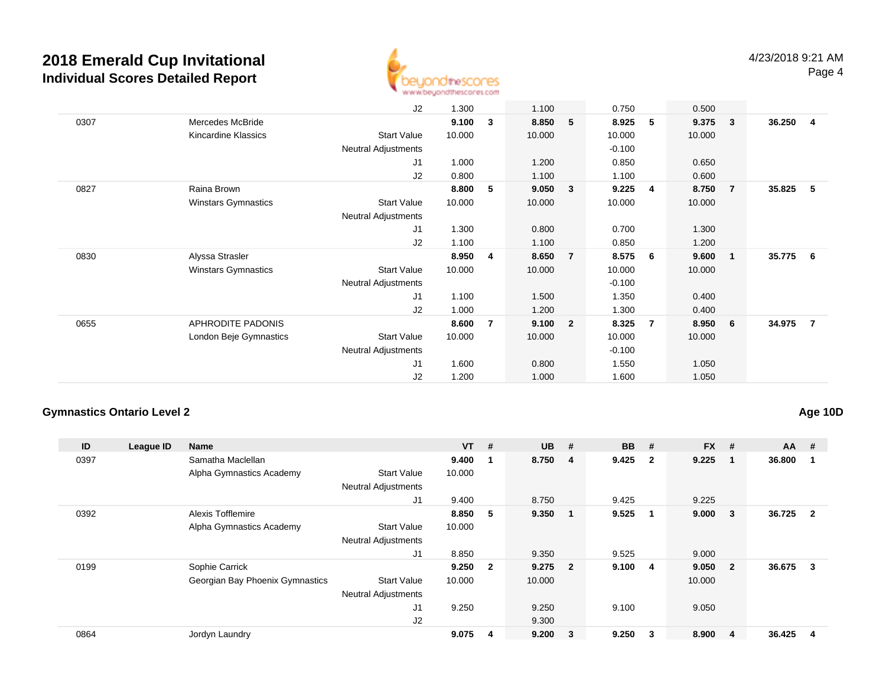# 2018 Emerald Cup Invitational

## Individual Scores Detailed Report

| ID | League ID | Name | | VT | # | UB | # | BB | # | FX | # | AA | # |
|---|---|---|---|---|---|---|---|---|---|---|---|---|---|
| | | | J2 | 1.300 | | 1.100 | | 0.750 | | 0.500 | | | |
| 0307 | | Mercedes McBride | | **9.100** | **3** | **8.850** | **5** | **8.925** | **5** | **9.375** | **3** | **36.250** | **4** |
| | | Kincardine Klassics | Start Value | 10.000 | | 10.000 | | 10.000 | | 10.000 | | | |
| | | | Neutral Adjustments | | | | | -0.100 | | | | | |
| | | | J1 | 1.000 | | 1.200 | | 0.850 | | 0.650 | | | |
| | | | J2 | 0.800 | | 1.100 | | 1.100 | | 0.600 | | | |
| 0827 | | Raina Brown | | **8.800** | **5** | **9.050** | **3** | **9.225** | **4** | **8.750** | **7** | **35.825** | **5** |
| | | Winstars Gymnastics | Start Value | 10.000 | | 10.000 | | 10.000 | | 10.000 | | | |
| | | | Neutral Adjustments | | | | | | | | | | |
| | | | J1 | 1.300 | | 0.800 | | 0.700 | | 1.300 | | | |
| | | | J2 | 1.100 | | 1.100 | | 0.850 | | 1.200 | | | |
| 0830 | | Alyssa Strasler | | **8.950** | **4** | **8.650** | **7** | **8.575** | **6** | **9.600** | **1** | **35.775** | **6** |
| | | Winstars Gymnastics | Start Value | 10.000 | | 10.000 | | 10.000 | | 10.000 | | | |
| | | | Neutral Adjustments | | | | | -0.100 | | | | | |
| | | | J1 | 1.100 | | 1.500 | | 1.350 | | 0.400 | | | |
| | | | J2 | 1.000 | | 1.200 | | 1.300 | | 0.400 | | | |
| 0655 | | APHRODITE PADONIS | | **8.600** | **7** | **9.100** | **2** | **8.325** | **7** | **8.950** | **6** | **34.975** | **7** |
| | | London Beje Gymnastics | Start Value | 10.000 | | 10.000 | | 10.000 | | 10.000 | | | |
| | | | Neutral Adjustments | | | | | -0.100 | | | | | |
| | | | J1 | 1.600 | | 0.800 | | 1.550 | | 1.050 | | | |
| | | | J2 | 1.200 | | 1.000 | | 1.600 | | 1.050 | | | |

### Gymnastics Ontario Level 2

**Age 10D**

| ID | League ID | Name | | VT | # | UB | # | BB | # | FX | # | AA | # |
|---|---|---|---|---|---|---|---|---|---|---|---|---|---|
| 0397 | | Samatha Maclellan | | **9.400** | **1** | **8.750** | **4** | **9.425** | **2** | **9.225** | **1** | **36.800** | **1** |
| | | Alpha Gymnastics Academy | Start Value | 10.000 | | | | | | | | | |
| | | | Neutral Adjustments | | | | | | | | | | |
| | | | J1 | 9.400 | | 8.750 | | 9.425 | | 9.225 | | | |
| 0392 | | Alexis Tofflemire | | **8.850** | **5** | **9.350** | **1** | **9.525** | **1** | **9.000** | **3** | **36.725** | **2** |
| | | Alpha Gymnastics Academy | Start Value | 10.000 | | | | | | | | | |
| | | | Neutral Adjustments | | | | | | | | | | |
| | | | J1 | 8.850 | | 9.350 | | 9.525 | | 9.000 | | | |
| 0199 | | Sophie Carrick | | **9.250** | **2** | **9.275** | **2** | **9.100** | **4** | **9.050** | **2** | **36.675** | **3** |
| | | Georgian Bay Phoenix Gymnastics | Start Value | 10.000 | | 10.000 | | | | 10.000 | | | |
| | | | Neutral Adjustments | | | | | | | | | | |
| | | | J1 | 9.250 | | 9.250 | | 9.100 | | 9.050 | | | |
| | | | J2 | | | 9.300 | | | | | | | |
| 0864 | | Jordyn Laundry | | **9.075** | **4** | **9.200** | **3** | **9.250** | **3** | **8.900** | **4** | **36.425** | **4** |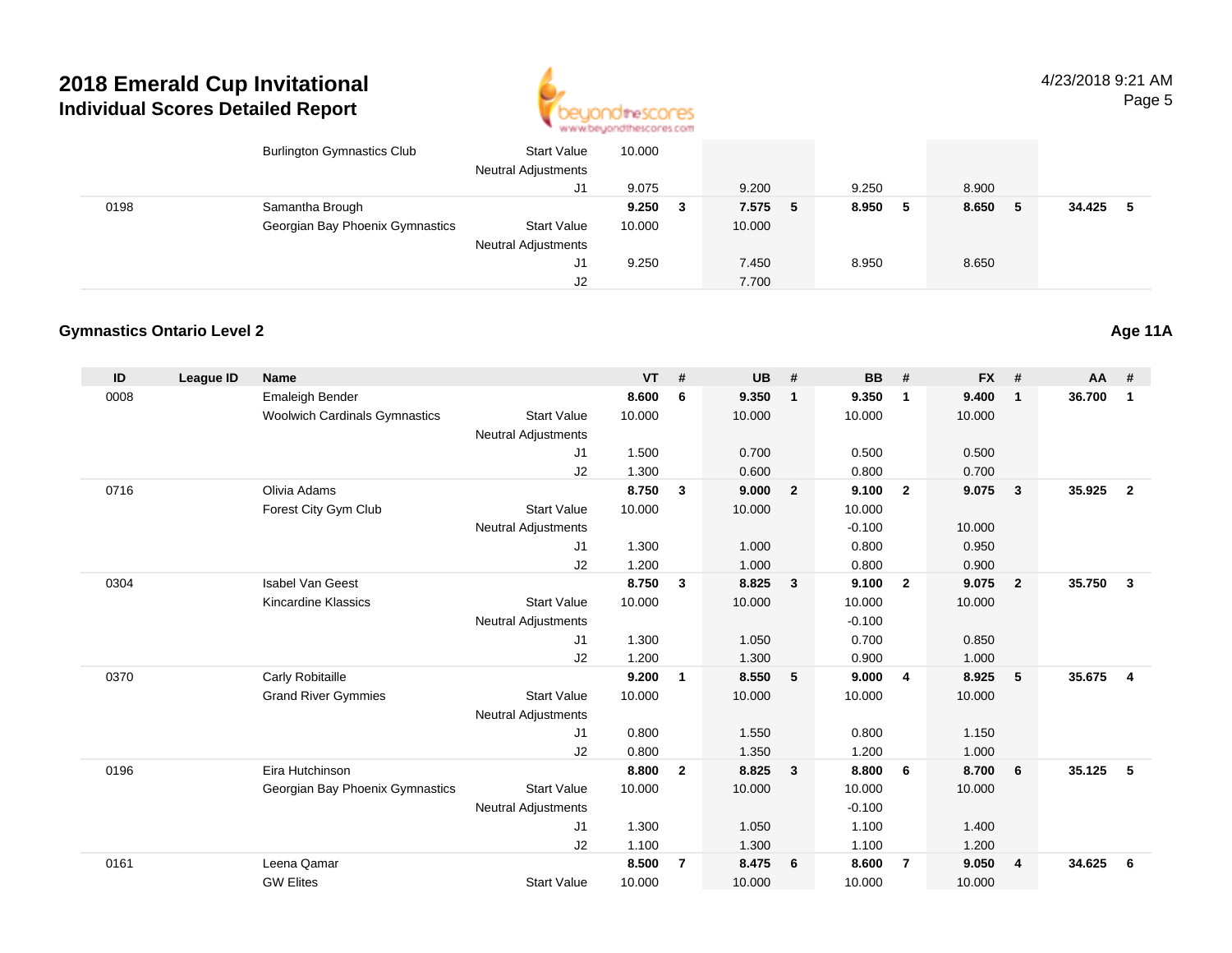# 2018 Emerald Cup Invitational
## Individual Scores Detailed Report

| ID | League ID | Name | | VT | # | UB | # | BB | # | FX | # | AA | # |
|---|---|---|---|---|---|---|---|---|---|---|---|---|---|
| | | Burlington Gymnastics Club | Start Value | 10.000 | | | | | | | | | |
| | | | Neutral Adjustments | | | | | | | | | | |
| | | | J1 | 9.075 | | 9.200 | | 9.250 | | 8.900 | | | |
| 0198 | | Samantha Brough | | **9.250** | **3** | **7.575** | **5** | **8.950** | **5** | **8.650** | **5** | **34.425** | **5** |
| | | Georgian Bay Phoenix Gymnastics | Start Value | 10.000 | | 10.000 | | | | | | | |
| | | | Neutral Adjustments | | | | | | | | | | |
| | | | J1 | 9.250 | | 7.450 | | 8.950 | | 8.650 | | | |
| | | | J2 | | | 7.700 | | | | | | | |

### Gymnastics Ontario Level 2

**Age 11A**

| ID | League ID | Name | | VT | # | UB | # | BB | # | FX | # | AA | # |
|---|---|---|---|---|---|---|---|---|---|---|---|---|---|
| 0008 | | Emaleigh Bender | | **8.600** | **6** | **9.350** | **1** | **9.350** | **1** | **9.400** | **1** | **36.700** | **1** |
| | | Woolwich Cardinals Gymnastics | Start Value | 10.000 | | 10.000 | | 10.000 | | 10.000 | | | |
| | | | Neutral Adjustments | | | | | | | | | | |
| | | | J1 | 1.500 | | 0.700 | | 0.500 | | 0.500 | | | |
| | | | J2 | 1.300 | | 0.600 | | 0.800 | | 0.700 | | | |
| 0716 | | Olivia Adams | | **8.750** | **3** | **9.000** | **2** | **9.100** | **2** | **9.075** | **3** | **35.925** | **2** |
| | | Forest City Gym Club | Start Value | 10.000 | | 10.000 | | 10.000 | | | | | |
| | | | Neutral Adjustments | | | | | -0.100 | | 10.000 | | | |
| | | | J1 | 1.300 | | 1.000 | | 0.800 | | 0.950 | | | |
| | | | J2 | 1.200 | | 1.000 | | 0.800 | | 0.900 | | | |
| 0304 | | Isabel Van Geest | | **8.750** | **3** | **8.825** | **3** | **9.100** | **2** | **9.075** | **2** | **35.750** | **3** |
| | | Kincardine Klassics | Start Value | 10.000 | | 10.000 | | 10.000 | | 10.000 | | | |
| | | | Neutral Adjustments | | | | | -0.100 | | | | | |
| | | | J1 | 1.300 | | 1.050 | | 0.700 | | 0.850 | | | |
| | | | J2 | 1.200 | | 1.300 | | 0.900 | | 1.000 | | | |
| 0370 | | Carly Robitaille | | **9.200** | **1** | **8.550** | **5** | **9.000** | **4** | **8.925** | **5** | **35.675** | **4** |
| | | Grand River Gymmies | Start Value | 10.000 | | 10.000 | | 10.000 | | 10.000 | | | |
| | | | Neutral Adjustments | | | | | | | | | | |
| | | | J1 | 0.800 | | 1.550 | | 0.800 | | 1.150 | | | |
| | | | J2 | 0.800 | | 1.350 | | 1.200 | | 1.000 | | | |
| 0196 | | Eira Hutchinson | | **8.800** | **2** | **8.825** | **3** | **8.800** | **6** | **8.700** | **6** | **35.125** | **5** |
| | | Georgian Bay Phoenix Gymnastics | Start Value | 10.000 | | 10.000 | | 10.000 | | 10.000 | | | |
| | | | Neutral Adjustments | | | | | -0.100 | | | | | |
| | | | J1 | 1.300 | | 1.050 | | 1.100 | | 1.400 | | | |
| | | | J2 | 1.100 | | 1.300 | | 1.100 | | 1.200 | | | |
| 0161 | | Leena Qamar | | **8.500** | **7** | **8.475** | **6** | **8.600** | **7** | **9.050** | **4** | **34.625** | **6** |
| | | GW Elites | Start Value | 10.000 | | 10.000 | | 10.000 | | 10.000 | | | |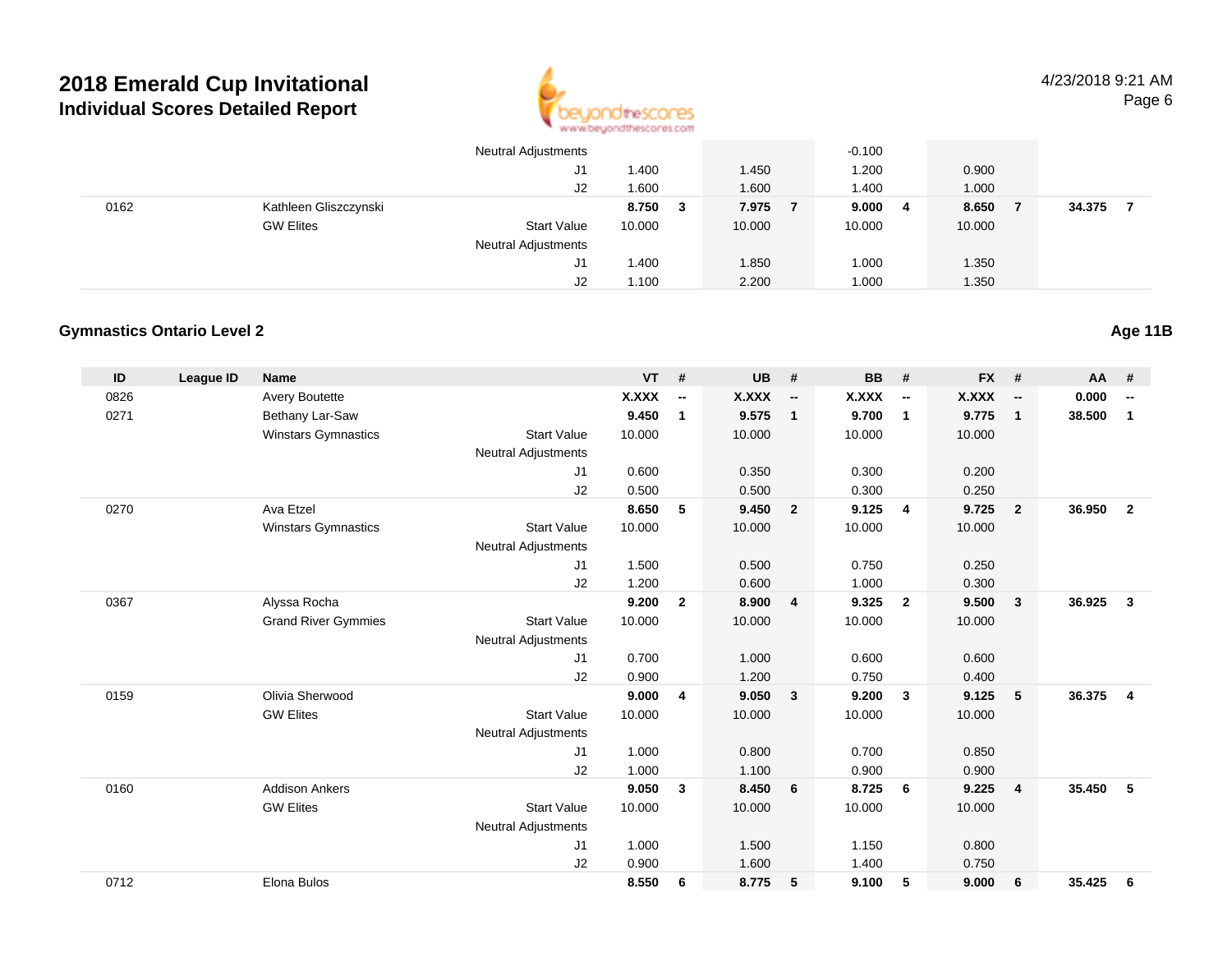# 2018 Emerald Cup Invitational

## Individual Scores Detailed Report

| ID | League ID | Name | | VT | # | UB | # | BB | # | FX | # | AA | # |
|---|---|---|---|---|---|---|---|---|---|---|---|---|---|
| | | | Neutral Adjustments | | | | | -0.100 | | | | | |
| | | | J1 | 1.400 | | 1.450 | | 1.200 | | 0.900 | | | |
| | | | J2 | 1.600 | | 1.600 | | 1.400 | | 1.000 | | | |
| 0162 | | Kathleen Gliszczynski | | **8.750** | **3** | **7.975** | **7** | **9.000** | **4** | **8.650** | **7** | **34.375** | **7** |
| | | GW Elites | Start Value | 10.000 | | 10.000 | | 10.000 | | 10.000 | | | |
| | | | Neutral Adjustments | | | | | | | | | | |
| | | | J1 | 1.400 | | 1.850 | | 1.000 | | 1.350 | | | |
| | | | J2 | 1.100 | | 2.200 | | 1.000 | | 1.350 | | | |

### Gymnastics Ontario Level 2

**Age 11B**

| ID | League ID | Name | | VT | # | UB | # | BB | # | FX | # | AA | # |
|---|---|---|---|---|---|---|---|---|---|---|---|---|---|
| 0826 | | Avery Boutette | | **X.XXX** | **--** | **X.XXX** | **--** | **X.XXX** | **--** | **X.XXX** | **--** | **0.000** | **--** |
| 0271 | | Bethany Lar-Saw | | **9.450** | **1** | **9.575** | **1** | **9.700** | **1** | **9.775** | **1** | **38.500** | **1** |
| | | Winstars Gymnastics | Start Value | 10.000 | | 10.000 | | 10.000 | | 10.000 | | | |
| | | | Neutral Adjustments | | | | | | | | | | |
| | | | J1 | 0.600 | | 0.350 | | 0.300 | | 0.200 | | | |
| | | | J2 | 0.500 | | 0.500 | | 0.300 | | 0.250 | | | |
| 0270 | | Ava Etzel | | **8.650** | **5** | **9.450** | **2** | **9.125** | **4** | **9.725** | **2** | **36.950** | **2** |
| | | Winstars Gymnastics | Start Value | 10.000 | | 10.000 | | 10.000 | | 10.000 | | | |
| | | | Neutral Adjustments | | | | | | | | | | |
| | | | J1 | 1.500 | | 0.500 | | 0.750 | | 0.250 | | | |
| | | | J2 | 1.200 | | 0.600 | | 1.000 | | 0.300 | | | |
| 0367 | | Alyssa Rocha | | **9.200** | **2** | **8.900** | **4** | **9.325** | **2** | **9.500** | **3** | **36.925** | **3** |
| | | Grand River Gymmies | Start Value | 10.000 | | 10.000 | | 10.000 | | 10.000 | | | |
| | | | Neutral Adjustments | | | | | | | | | | |
| | | | J1 | 0.700 | | 1.000 | | 0.600 | | 0.600 | | | |
| | | | J2 | 0.900 | | 1.200 | | 0.750 | | 0.400 | | | |
| 0159 | | Olivia Sherwood | | **9.000** | **4** | **9.050** | **3** | **9.200** | **3** | **9.125** | **5** | **36.375** | **4** |
| | | GW Elites | Start Value | 10.000 | | 10.000 | | 10.000 | | 10.000 | | | |
| | | | Neutral Adjustments | | | | | | | | | | |
| | | | J1 | 1.000 | | 0.800 | | 0.700 | | 0.850 | | | |
| | | | J2 | 1.000 | | 1.100 | | 0.900 | | 0.900 | | | |
| 0160 | | Addison Ankers | | **9.050** | **3** | **8.450** | **6** | **8.725** | **6** | **9.225** | **4** | **35.450** | **5** |
| | | GW Elites | Start Value | 10.000 | | 10.000 | | 10.000 | | 10.000 | | | |
| | | | Neutral Adjustments | | | | | | | | | | |
| | | | J1 | 1.000 | | 1.500 | | 1.150 | | 0.800 | | | |
| | | | J2 | 0.900 | | 1.600 | | 1.400 | | 0.750 | | | |
| 0712 | | Elona Bulos | | **8.550** | **6** | **8.775** | **5** | **9.100** | **5** | **9.000** | **6** | **35.425** | **6** |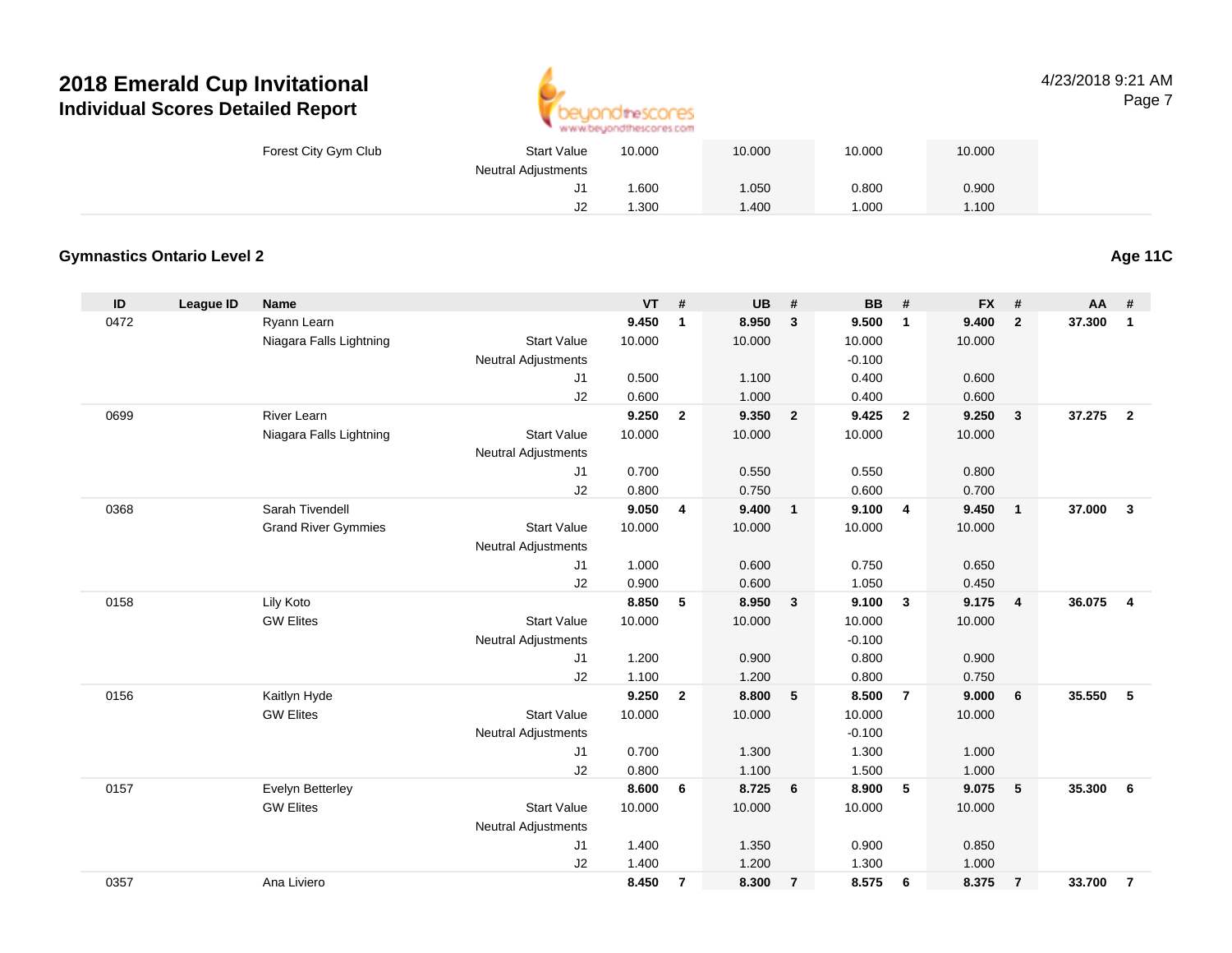# 2018 Emerald Cup Invitational

## Individual Scores Detailed Report

| | | | | VT | # | UB | # | BB | # | FX | # | AA | # |
|---|---|---|---|---|---|---|---|---|---|---|---|---|---|
| | | Forest City Gym Club | Start Value | 10.000 | | 10.000 | | 10.000 | | 10.000 | | | |
| | | | Neutral Adjustments | | | | | | | | | | |
| | | | J1 | 1.600 | | 1.050 | | 0.800 | | 0.900 | | | |
| | | | J2 | 1.300 | | 1.400 | | 1.000 | | 1.100 | | | |

### Gymnastics Ontario Level 2

**Age 11C**

| ID | League ID | Name | | VT | # | UB | # | BB | # | FX | # | AA | # |
|---|---|---|---|---|---|---|---|---|---|---|---|---|---|
| 0472 | | Ryann Learn | | **9.450** | **1** | **8.950** | **3** | **9.500** | **1** | **9.400** | **2** | **37.300** | **1** |
| | | Niagara Falls Lightning | Start Value | 10.000 | | 10.000 | | 10.000 | | 10.000 | | | |
| | | | Neutral Adjustments | | | | | -0.100 | | | | | |
| | | | J1 | 0.500 | | 1.100 | | 0.400 | | 0.600 | | | |
| | | | J2 | 0.600 | | 1.000 | | 0.400 | | 0.600 | | | |
| 0699 | | River Learn | | **9.250** | **2** | **9.350** | **2** | **9.425** | **2** | **9.250** | **3** | **37.275** | **2** |
| | | Niagara Falls Lightning | Start Value | 10.000 | | 10.000 | | 10.000 | | 10.000 | | | |
| | | | Neutral Adjustments | | | | | | | | | | |
| | | | J1 | 0.700 | | 0.550 | | 0.550 | | 0.800 | | | |
| | | | J2 | 0.800 | | 0.750 | | 0.600 | | 0.700 | | | |
| 0368 | | Sarah Tivendell | | **9.050** | **4** | **9.400** | **1** | **9.100** | **4** | **9.450** | **1** | **37.000** | **3** |
| | | Grand River Gymmies | Start Value | 10.000 | | 10.000 | | 10.000 | | 10.000 | | | |
| | | | Neutral Adjustments | | | | | | | | | | |
| | | | J1 | 1.000 | | 0.600 | | 0.750 | | 0.650 | | | |
| | | | J2 | 0.900 | | 0.600 | | 1.050 | | 0.450 | | | |
| 0158 | | Lily Koto | | **8.850** | **5** | **8.950** | **3** | **9.100** | **3** | **9.175** | **4** | **36.075** | **4** |
| | | GW Elites | Start Value | 10.000 | | 10.000 | | 10.000 | | 10.000 | | | |
| | | | Neutral Adjustments | | | | | -0.100 | | | | | |
| | | | J1 | 1.200 | | 0.900 | | 0.800 | | 0.900 | | | |
| | | | J2 | 1.100 | | 1.200 | | 0.800 | | 0.750 | | | |
| 0156 | | Kaitlyn Hyde | | **9.250** | **2** | **8.800** | **5** | **8.500** | **7** | **9.000** | **6** | **35.550** | **5** |
| | | GW Elites | Start Value | 10.000 | | 10.000 | | 10.000 | | 10.000 | | | |
| | | | Neutral Adjustments | | | | | -0.100 | | | | | |
| | | | J1 | 0.700 | | 1.300 | | 1.300 | | 1.000 | | | |
| | | | J2 | 0.800 | | 1.100 | | 1.500 | | 1.000 | | | |
| 0157 | | Evelyn Betterley | | **8.600** | **6** | **8.725** | **6** | **8.900** | **5** | **9.075** | **5** | **35.300** | **6** |
| | | GW Elites | Start Value | 10.000 | | 10.000 | | 10.000 | | 10.000 | | | |
| | | | Neutral Adjustments | | | | | | | | | | |
| | | | J1 | 1.400 | | 1.350 | | 0.900 | | 0.850 | | | |
| | | | J2 | 1.400 | | 1.200 | | 1.300 | | 1.000 | | | |
| 0357 | | Ana Liviero | | **8.450** | **7** | **8.300** | **7** | **8.575** | **6** | **8.375** | **7** | **33.700** | **7** |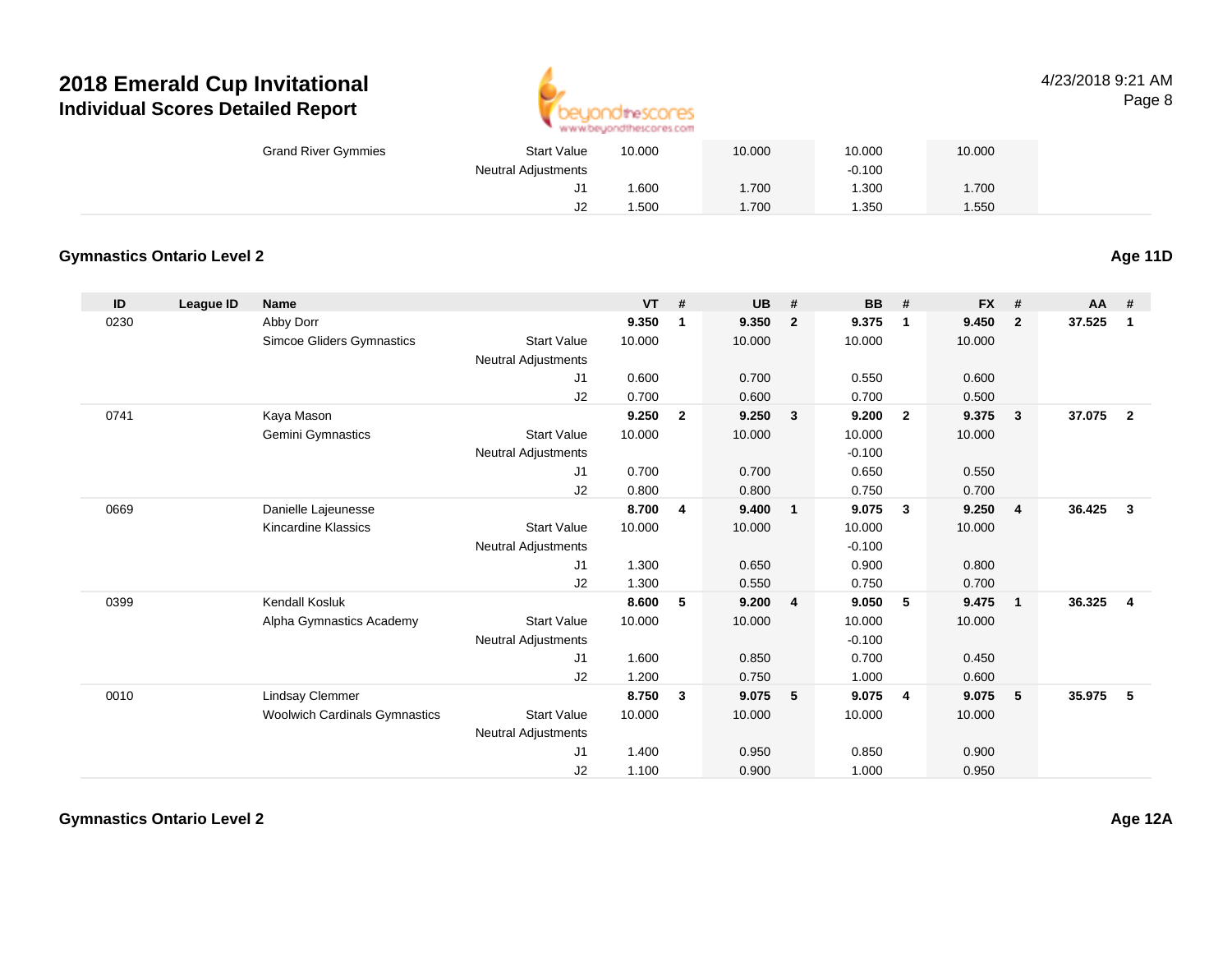# 2018 Emerald Cup Invitational
## Individual Scores Detailed Report

| | | | | VT | # | UB | # | BB | # | FX | # | AA | # |
|---|---|---|---|---|---|---|---|---|---|---|---|---|---|
| | | Grand River Gymmies | Start Value | 10.000 | | 10.000 | | 10.000 | | 10.000 | | | |
| | | | Neutral Adjustments | | | | | -0.100 | | | | | |
| | | | J1 | 1.600 | | 1.700 | | 1.300 | | 1.700 | | | |
| | | | J2 | 1.500 | | 1.700 | | 1.350 | | 1.550 | | | |

### Gymnastics Ontario Level 2 — Age 11D

| ID | League ID | Name | | VT | # | UB | # | BB | # | FX | # | AA | # |
|---|---|---|---|---|---|---|---|---|---|---|---|---|---|
| 0230 | | Abby Dorr | | **9.350** | **1** | **9.350** | **2** | **9.375** | **1** | **9.450** | **2** | **37.525** | **1** |
| | | Simcoe Gliders Gymnastics | Start Value | 10.000 | | 10.000 | | 10.000 | | 10.000 | | | |
| | | | Neutral Adjustments | | | | | | | | | | |
| | | | J1 | 0.600 | | 0.700 | | 0.550 | | 0.600 | | | |
| | | | J2 | 0.700 | | 0.600 | | 0.700 | | 0.500 | | | |
| 0741 | | Kaya Mason | | **9.250** | **2** | **9.250** | **3** | **9.200** | **2** | **9.375** | **3** | **37.075** | **2** |
| | | Gemini Gymnastics | Start Value | 10.000 | | 10.000 | | 10.000 | | 10.000 | | | |
| | | | Neutral Adjustments | | | | | -0.100 | | | | | |
| | | | J1 | 0.700 | | 0.700 | | 0.650 | | 0.550 | | | |
| | | | J2 | 0.800 | | 0.800 | | 0.750 | | 0.700 | | | |
| 0669 | | Danielle Lajeunesse | | **8.700** | **4** | **9.400** | **1** | **9.075** | **3** | **9.250** | **4** | **36.425** | **3** |
| | | Kincardine Klassics | Start Value | 10.000 | | 10.000 | | 10.000 | | 10.000 | | | |
| | | | Neutral Adjustments | | | | | -0.100 | | | | | |
| | | | J1 | 1.300 | | 0.650 | | 0.900 | | 0.800 | | | |
| | | | J2 | 1.300 | | 0.550 | | 0.750 | | 0.700 | | | |
| 0399 | | Kendall Kosluk | | **8.600** | **5** | **9.200** | **4** | **9.050** | **5** | **9.475** | **1** | **36.325** | **4** |
| | | Alpha Gymnastics Academy | Start Value | 10.000 | | 10.000 | | 10.000 | | 10.000 | | | |
| | | | Neutral Adjustments | | | | | -0.100 | | | | | |
| | | | J1 | 1.600 | | 0.850 | | 0.700 | | 0.450 | | | |
| | | | J2 | 1.200 | | 0.750 | | 1.000 | | 0.600 | | | |
| 0010 | | Lindsay Clemmer | | **8.750** | **3** | **9.075** | **5** | **9.075** | **4** | **9.075** | **5** | **35.975** | **5** |
| | | Woolwich Cardinals Gymnastics | Start Value | 10.000 | | 10.000 | | 10.000 | | 10.000 | | | |
| | | | Neutral Adjustments | | | | | | | | | | |
| | | | J1 | 1.400 | | 0.950 | | 0.850 | | 0.900 | | | |
| | | | J2 | 1.100 | | 0.900 | | 1.000 | | 0.950 | | | |

### Gymnastics Ontario Level 2 — Age 12A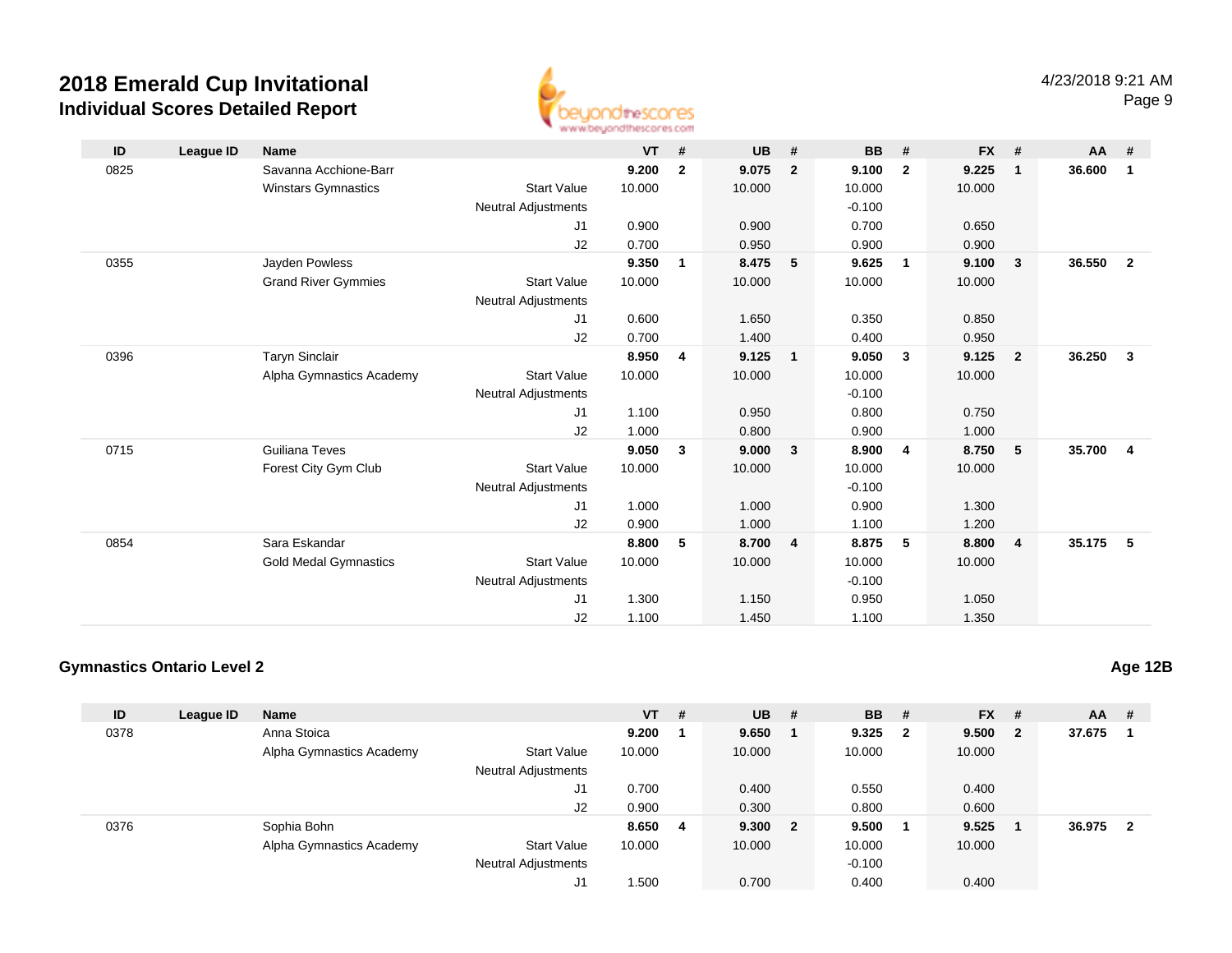# 2018 Emerald Cup Invitational

## Individual Scores Detailed Report

| ID | League ID | Name | | VT | # | UB | # | BB | # | FX | # | AA | # |
|---|---|---|---|---|---|---|---|---|---|---|---|---|---|
| 0825 | | Savanna Acchione-Barr | | **9.200** | **2** | **9.075** | **2** | **9.100** | **2** | **9.225** | **1** | **36.600** | **1** |
| | | Winstars Gymnastics | Start Value | 10.000 | | 10.000 | | 10.000 | | 10.000 | | | |
| | | | Neutral Adjustments | | | | | -0.100 | | | | | |
| | | | J1 | 0.900 | | 0.900 | | 0.700 | | 0.650 | | | |
| | | | J2 | 0.700 | | 0.950 | | 0.900 | | 0.900 | | | |
| 0355 | | Jayden Powless | | **9.350** | **1** | **8.475** | **5** | **9.625** | **1** | **9.100** | **3** | **36.550** | **2** |
| | | Grand River Gymmies | Start Value | 10.000 | | 10.000 | | 10.000 | | 10.000 | | | |
| | | | Neutral Adjustments | | | | | | | | | | |
| | | | J1 | 0.600 | | 1.650 | | 0.350 | | 0.850 | | | |
| | | | J2 | 0.700 | | 1.400 | | 0.400 | | 0.950 | | | |
| 0396 | | Taryn Sinclair | | **8.950** | **4** | **9.125** | **1** | **9.050** | **3** | **9.125** | **2** | **36.250** | **3** |
| | | Alpha Gymnastics Academy | Start Value | 10.000 | | 10.000 | | 10.000 | | 10.000 | | | |
| | | | Neutral Adjustments | | | | | -0.100 | | | | | |
| | | | J1 | 1.100 | | 0.950 | | 0.800 | | 0.750 | | | |
| | | | J2 | 1.000 | | 0.800 | | 0.900 | | 1.000 | | | |
| 0715 | | Guiliana Teves | | **9.050** | **3** | **9.000** | **3** | **8.900** | **4** | **8.750** | **5** | **35.700** | **4** |
| | | Forest City Gym Club | Start Value | 10.000 | | 10.000 | | 10.000 | | 10.000 | | | |
| | | | Neutral Adjustments | | | | | -0.100 | | | | | |
| | | | J1 | 1.000 | | 1.000 | | 0.900 | | 1.300 | | | |
| | | | J2 | 0.900 | | 1.000 | | 1.100 | | 1.200 | | | |
| 0854 | | Sara Eskandar | | **8.800** | **5** | **8.700** | **4** | **8.875** | **5** | **8.800** | **4** | **35.175** | **5** |
| | | Gold Medal Gymnastics | Start Value | 10.000 | | 10.000 | | 10.000 | | 10.000 | | | |
| | | | Neutral Adjustments | | | | | -0.100 | | | | | |
| | | | J1 | 1.300 | | 1.150 | | 0.950 | | 1.050 | | | |
| | | | J2 | 1.100 | | 1.450 | | 1.100 | | 1.350 | | | |

### Gymnastics Ontario Level 2

**Age 12B**

| ID | League ID | Name | | VT | # | UB | # | BB | # | FX | # | AA | # |
|---|---|---|---|---|---|---|---|---|---|---|---|---|---|
| 0378 | | Anna Stoica | | **9.200** | **1** | **9.650** | **1** | **9.325** | **2** | **9.500** | **2** | **37.675** | **1** |
| | | Alpha Gymnastics Academy | Start Value | 10.000 | | 10.000 | | 10.000 | | 10.000 | | | |
| | | | Neutral Adjustments | | | | | | | | | | |
| | | | J1 | 0.700 | | 0.400 | | 0.550 | | 0.400 | | | |
| | | | J2 | 0.900 | | 0.300 | | 0.800 | | 0.600 | | | |
| 0376 | | Sophia Bohn | | **8.650** | **4** | **9.300** | **2** | **9.500** | **1** | **9.525** | **1** | **36.975** | **2** |
| | | Alpha Gymnastics Academy | Start Value | 10.000 | | 10.000 | | 10.000 | | 10.000 | | | |
| | | | Neutral Adjustments | | | | | -0.100 | | | | | |
| | | | J1 | 1.500 | | 0.700 | | 0.400 | | 0.400 | | | |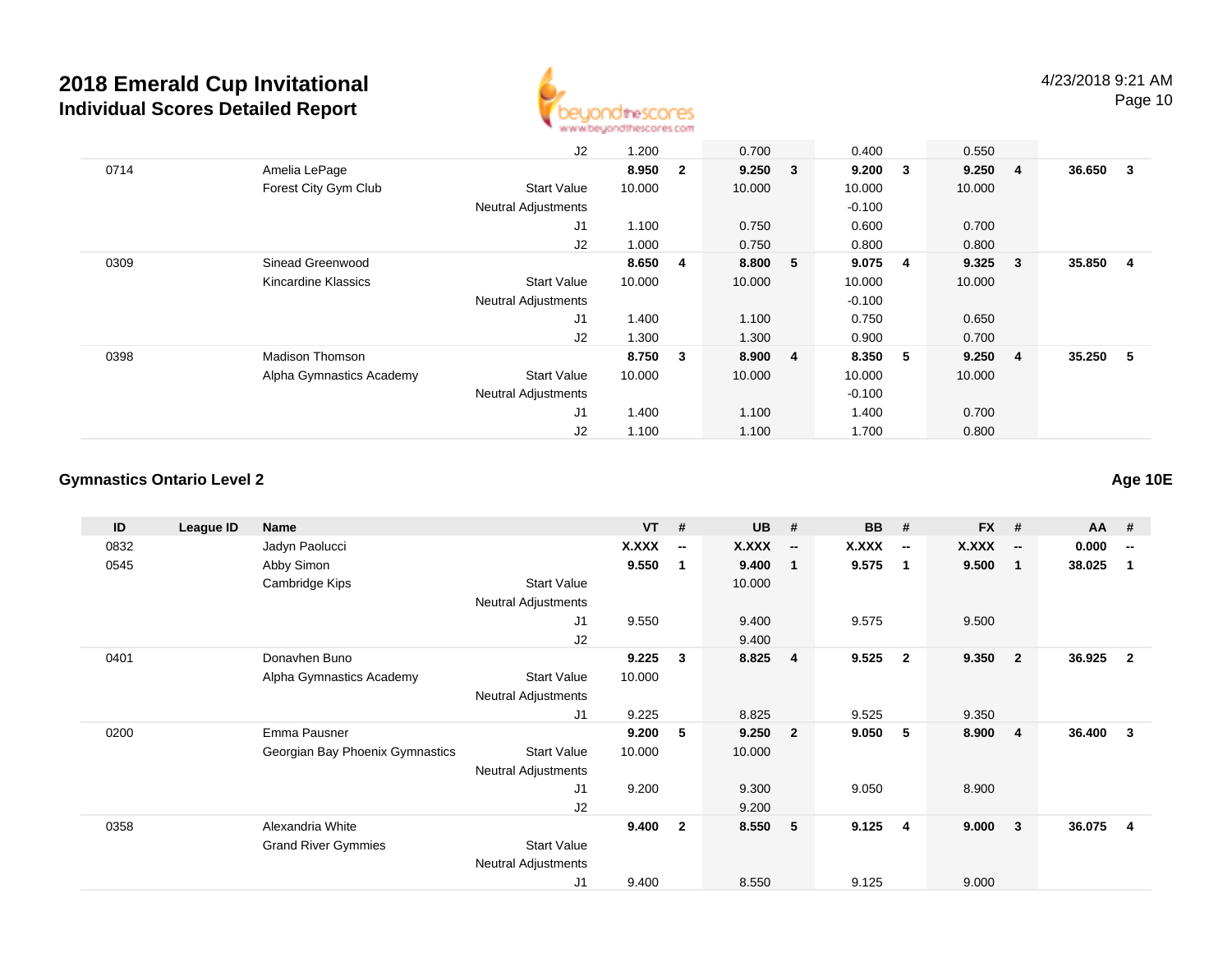# 2018 Emerald Cup Invitational

## Individual Scores Detailed Report

| ID | League ID | Name | | VT | # | UB | # | BB | # | FX | # | AA | # |
|---|---|---|---|---|---|---|---|---|---|---|---|---|---|
| | | | J2 | 1.200 | | 0.700 | | 0.400 | | 0.550 | | | |
| 0714 | | Amelia LePage | | **8.950** | **2** | **9.250** | **3** | **9.200** | **3** | **9.250** | **4** | **36.650** | **3** |
| | | Forest City Gym Club | Start Value | 10.000 | | 10.000 | | 10.000 | | 10.000 | | | |
| | | | Neutral Adjustments | | | | | -0.100 | | | | | |
| | | | J1 | 1.100 | | 0.750 | | 0.600 | | 0.700 | | | |
| | | | J2 | 1.000 | | 0.750 | | 0.800 | | 0.800 | | | |
| 0309 | | Sinead Greenwood | | **8.650** | **4** | **8.800** | **5** | **9.075** | **4** | **9.325** | **3** | **35.850** | **4** |
| | | Kincardine Klassics | Start Value | 10.000 | | 10.000 | | 10.000 | | 10.000 | | | |
| | | | Neutral Adjustments | | | | | -0.100 | | | | | |
| | | | J1 | 1.400 | | 1.100 | | 0.750 | | 0.650 | | | |
| | | | J2 | 1.300 | | 1.300 | | 0.900 | | 0.700 | | | |
| 0398 | | Madison Thomson | | **8.750** | **3** | **8.900** | **4** | **8.350** | **5** | **9.250** | **4** | **35.250** | **5** |
| | | Alpha Gymnastics Academy | Start Value | 10.000 | | 10.000 | | 10.000 | | 10.000 | | | |
| | | | Neutral Adjustments | | | | | -0.100 | | | | | |
| | | | J1 | 1.400 | | 1.100 | | 1.400 | | 0.700 | | | |
| | | | J2 | 1.100 | | 1.100 | | 1.700 | | 0.800 | | | |

### Gymnastics Ontario Level 2

**Age 10E**

| ID | League ID | Name | | VT | # | UB | # | BB | # | FX | # | AA | # |
|---|---|---|---|---|---|---|---|---|---|---|---|---|---|
| 0832 | | Jadyn Paolucci | | **X.XXX** | **--** | **X.XXX** | **--** | **X.XXX** | **--** | **X.XXX** | **--** | **0.000** | **--** |
| 0545 | | Abby Simon | | **9.550** | **1** | **9.400** | **1** | **9.575** | **1** | **9.500** | **1** | **38.025** | **1** |
| | | Cambridge Kips | Start Value | | | 10.000 | | | | | | | |
| | | | Neutral Adjustments | | | | | | | | | | |
| | | | J1 | 9.550 | | 9.400 | | 9.575 | | 9.500 | | | |
| | | | J2 | | | 9.400 | | | | | | | |
| 0401 | | Donavhen Buno | | **9.225** | **3** | **8.825** | **4** | **9.525** | **2** | **9.350** | **2** | **36.925** | **2** |
| | | Alpha Gymnastics Academy | Start Value | 10.000 | | | | | | | | | |
| | | | Neutral Adjustments | | | | | | | | | | |
| | | | J1 | 9.225 | | 8.825 | | 9.525 | | 9.350 | | | |
| 0200 | | Emma Pausner | | **9.200** | **5** | **9.250** | **2** | **9.050** | **5** | **8.900** | **4** | **36.400** | **3** |
| | | Georgian Bay Phoenix Gymnastics | Start Value | 10.000 | | 10.000 | | | | | | | |
| | | | Neutral Adjustments | | | | | | | | | | |
| | | | J1 | 9.200 | | 9.300 | | 9.050 | | 8.900 | | | |
| | | | J2 | | | 9.200 | | | | | | | |
| 0358 | | Alexandria White | | **9.400** | **2** | **8.550** | **5** | **9.125** | **4** | **9.000** | **3** | **36.075** | **4** |
| | | Grand River Gymmies | Start Value | | | | | | | | | | |
| | | | Neutral Adjustments | | | | | | | | | | |
| | | | J1 | 9.400 | | 8.550 | | 9.125 | | 9.000 | | | |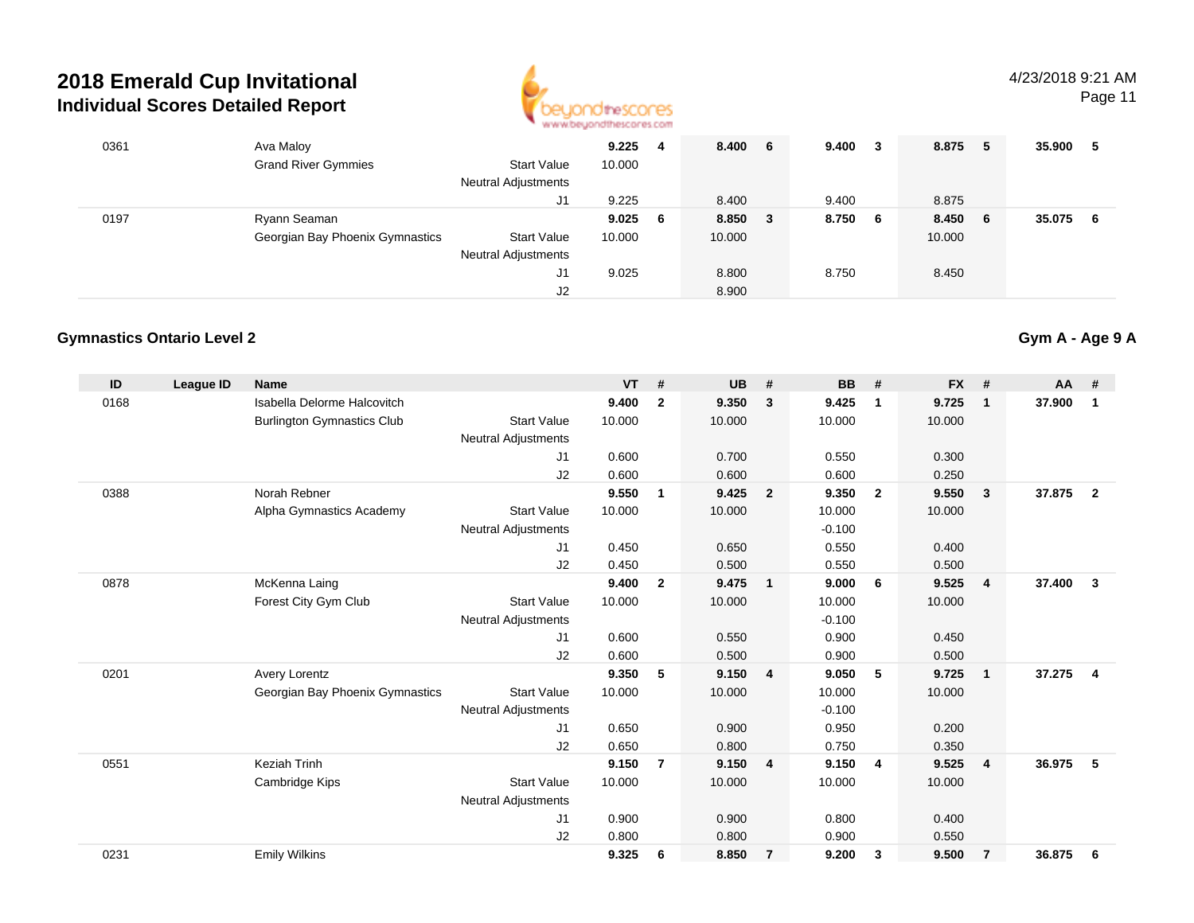# 2018 Emerald Cup Invitational

## Individual Scores Detailed Report

| ID | League ID | Name | | VT | # | UB | # | BB | # | FX | # | AA | # |
|---|---|---|---|---|---|---|---|---|---|---|---|---|---|
| 0361 | | Ava Maloy | | **9.225** | **4** | **8.400** | **6** | **9.400** | **3** | **8.875** | **5** | **35.900** | **5** |
| | | Grand River Gymmies | Start Value | 10.000 | | | | | | | | | |
| | | | Neutral Adjustments | | | | | | | | | | |
| | | | J1 | 9.225 | | 8.400 | | 9.400 | | 8.875 | | | |
| 0197 | | Ryann Seaman | | **9.025** | **6** | **8.850** | **3** | **8.750** | **6** | **8.450** | **6** | **35.075** | **6** |
| | | Georgian Bay Phoenix Gymnastics | Start Value | 10.000 | | 10.000 | | | | 10.000 | | | |
| | | | Neutral Adjustments | | | | | | | | | | |
| | | | J1 | 9.025 | | 8.800 | | 8.750 | | 8.450 | | | |
| | | | J2 | | | 8.900 | | | | | | | |

### Gymnastics Ontario Level 2

**Gym A - Age 9 A**

| ID | League ID | Name | | VT | # | UB | # | BB | # | FX | # | AA | # |
|---|---|---|---|---|---|---|---|---|---|---|---|---|---|
| 0168 | | Isabella Delorme Halcovitch | | **9.400** | **2** | **9.350** | **3** | **9.425** | **1** | **9.725** | **1** | **37.900** | **1** |
| | | Burlington Gymnastics Club | Start Value | 10.000 | | 10.000 | | 10.000 | | 10.000 | | | |
| | | | Neutral Adjustments | | | | | | | | | | |
| | | | J1 | 0.600 | | 0.700 | | 0.550 | | 0.300 | | | |
| | | | J2 | 0.600 | | 0.600 | | 0.600 | | 0.250 | | | |
| 0388 | | Norah Rebner | | **9.550** | **1** | **9.425** | **2** | **9.350** | **2** | **9.550** | **3** | **37.875** | **2** |
| | | Alpha Gymnastics Academy | Start Value | 10.000 | | 10.000 | | 10.000 | | 10.000 | | | |
| | | | Neutral Adjustments | | | | | -0.100 | | | | | |
| | | | J1 | 0.450 | | 0.650 | | 0.550 | | 0.400 | | | |
| | | | J2 | 0.450 | | 0.500 | | 0.550 | | 0.500 | | | |
| 0878 | | McKenna Laing | | **9.400** | **2** | **9.475** | **1** | **9.000** | **6** | **9.525** | **4** | **37.400** | **3** |
| | | Forest City Gym Club | Start Value | 10.000 | | 10.000 | | 10.000 | | 10.000 | | | |
| | | | Neutral Adjustments | | | | | -0.100 | | | | | |
| | | | J1 | 0.600 | | 0.550 | | 0.900 | | 0.450 | | | |
| | | | J2 | 0.600 | | 0.500 | | 0.900 | | 0.500 | | | |
| 0201 | | Avery Lorentz | | **9.350** | **5** | **9.150** | **4** | **9.050** | **5** | **9.725** | **1** | **37.275** | **4** |
| | | Georgian Bay Phoenix Gymnastics | Start Value | 10.000 | | 10.000 | | 10.000 | | 10.000 | | | |
| | | | Neutral Adjustments | | | | | -0.100 | | | | | |
| | | | J1 | 0.650 | | 0.900 | | 0.950 | | 0.200 | | | |
| | | | J2 | 0.650 | | 0.800 | | 0.750 | | 0.350 | | | |
| 0551 | | Keziah Trinh | | **9.150** | **7** | **9.150** | **4** | **9.150** | **4** | **9.525** | **4** | **36.975** | **5** |
| | | Cambridge Kips | Start Value | 10.000 | | 10.000 | | 10.000 | | 10.000 | | | |
| | | | Neutral Adjustments | | | | | | | | | | |
| | | | J1 | 0.900 | | 0.900 | | 0.800 | | 0.400 | | | |
| | | | J2 | 0.800 | | 0.800 | | 0.900 | | 0.550 | | | |
| 0231 | | Emily Wilkins | | **9.325** | **6** | **8.850** | **7** | **9.200** | **3** | **9.500** | **7** | **36.875** | **6** |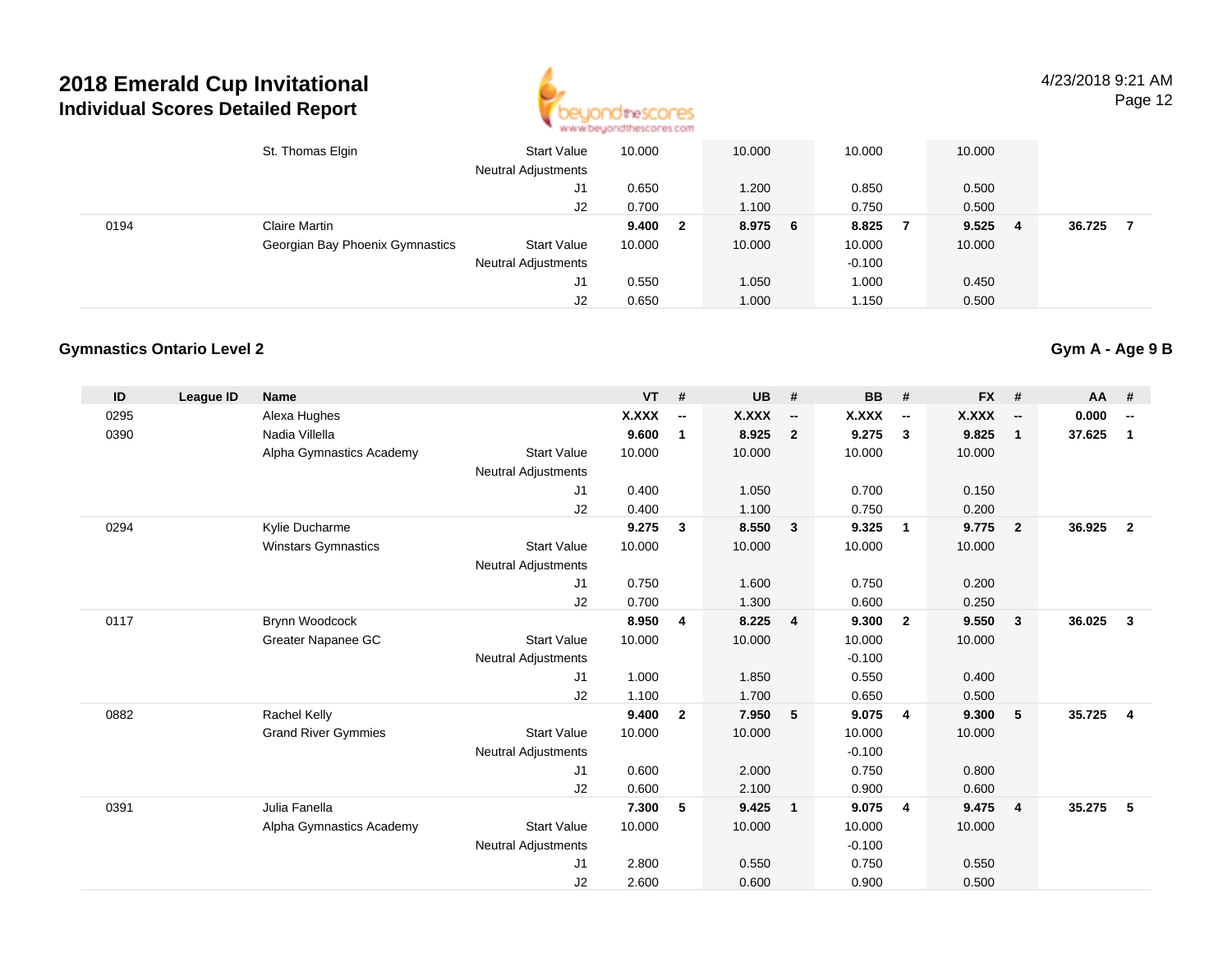# 2018 Emerald Cup Invitational
## Individual Scores Detailed Report

4/23/2018 9:21 AM

| ID | League ID | Name | | VT | # | UB | # | BB | # | FX | # | AA | # |
|---|---|---|---|---|---|---|---|---|---|---|---|---|---|
| | | St. Thomas Elgin | Start Value | 10.000 | | 10.000 | | 10.000 | | 10.000 | | | |
| | | | Neutral Adjustments | | | | | | | | | | |
| | | | J1 | 0.650 | | 1.200 | | 0.850 | | 0.500 | | | |
| | | | J2 | 0.700 | | 1.100 | | 0.750 | | 0.500 | | | |
| 0194 | | Claire Martin | | **9.400** | **2** | **8.975** | **6** | **8.825** | **7** | **9.525** | **4** | **36.725** | **7** |
| | | Georgian Bay Phoenix Gymnastics | Start Value | 10.000 | | 10.000 | | 10.000 | | 10.000 | | | |
| | | | Neutral Adjustments | | | | | -0.100 | | | | | |
| | | | J1 | 0.550 | | 1.050 | | 1.000 | | 0.450 | | | |
| | | | J2 | 0.650 | | 1.000 | | 1.150 | | 0.500 | | | |

### Gymnastics Ontario Level 2

**Gym A - Age 9 B**

| ID | League ID | Name | | VT | # | UB | # | BB | # | FX | # | AA | # |
|---|---|---|---|---|---|---|---|---|---|---|---|---|---|
| 0295 | | Alexa Hughes | | **X.XXX** | **--** | **X.XXX** | **--** | **X.XXX** | **--** | **X.XXX** | **--** | **0.000** | **--** |
| 0390 | | Nadia Villella | | **9.600** | **1** | **8.925** | **2** | **9.275** | **3** | **9.825** | **1** | **37.625** | **1** |
| | | Alpha Gymnastics Academy | Start Value | 10.000 | | 10.000 | | 10.000 | | 10.000 | | | |
| | | | Neutral Adjustments | | | | | | | | | | |
| | | | J1 | 0.400 | | 1.050 | | 0.700 | | 0.150 | | | |
| | | | J2 | 0.400 | | 1.100 | | 0.750 | | 0.200 | | | |
| 0294 | | Kylie Ducharme | | **9.275** | **3** | **8.550** | **3** | **9.325** | **1** | **9.775** | **2** | **36.925** | **2** |
| | | Winstars Gymnastics | Start Value | 10.000 | | 10.000 | | 10.000 | | 10.000 | | | |
| | | | Neutral Adjustments | | | | | | | | | | |
| | | | J1 | 0.750 | | 1.600 | | 0.750 | | 0.200 | | | |
| | | | J2 | 0.700 | | 1.300 | | 0.600 | | 0.250 | | | |
| 0117 | | Brynn Woodcock | | **8.950** | **4** | **8.225** | **4** | **9.300** | **2** | **9.550** | **3** | **36.025** | **3** |
| | | Greater Napanee GC | Start Value | 10.000 | | 10.000 | | 10.000 | | 10.000 | | | |
| | | | Neutral Adjustments | | | | | -0.100 | | | | | |
| | | | J1 | 1.000 | | 1.850 | | 0.550 | | 0.400 | | | |
| | | | J2 | 1.100 | | 1.700 | | 0.650 | | 0.500 | | | |
| 0882 | | Rachel Kelly | | **9.400** | **2** | **7.950** | **5** | **9.075** | **4** | **9.300** | **5** | **35.725** | **4** |
| | | Grand River Gymmies | Start Value | 10.000 | | 10.000 | | 10.000 | | 10.000 | | | |
| | | | Neutral Adjustments | | | | | -0.100 | | | | | |
| | | | J1 | 0.600 | | 2.000 | | 0.750 | | 0.800 | | | |
| | | | J2 | 0.600 | | 2.100 | | 0.900 | | 0.600 | | | |
| 0391 | | Julia Fanella | | **7.300** | **5** | **9.425** | **1** | **9.075** | **4** | **9.475** | **4** | **35.275** | **5** |
| | | Alpha Gymnastics Academy | Start Value | 10.000 | | 10.000 | | 10.000 | | 10.000 | | | |
| | | | Neutral Adjustments | | | | | -0.100 | | | | | |
| | | | J1 | 2.800 | | 0.550 | | 0.750 | | 0.550 | | | |
| | | | J2 | 2.600 | | 0.600 | | 0.900 | | 0.500 | | | |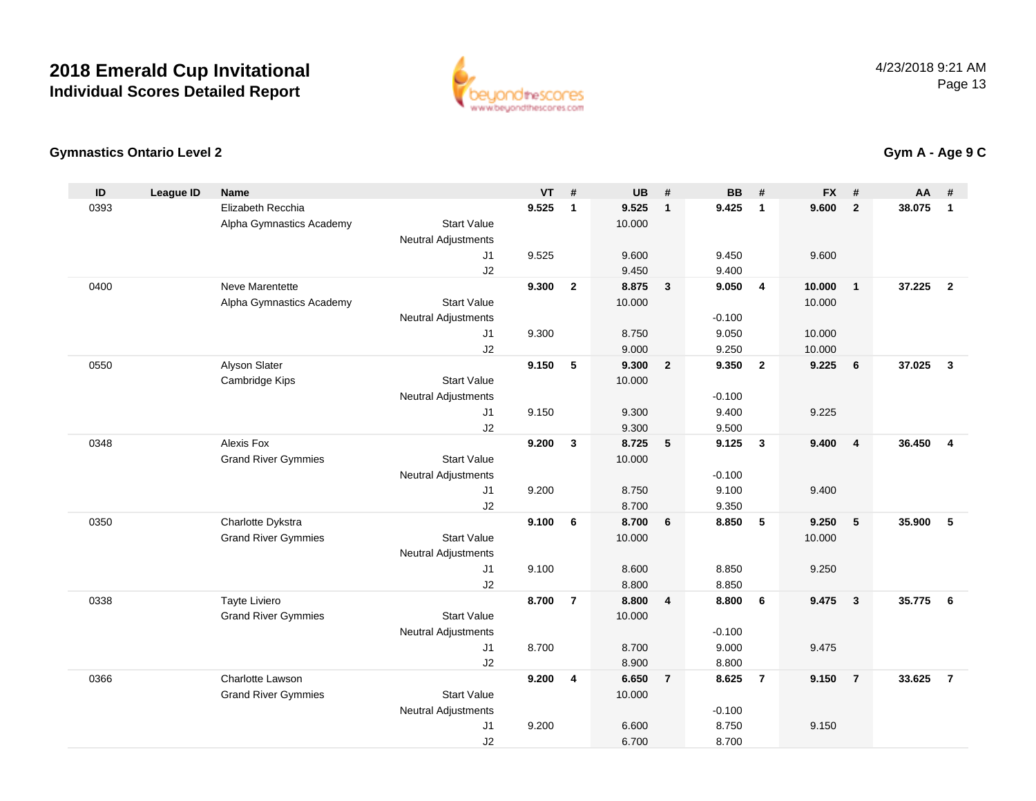# 2018 Emerald Cup Invitational

## Individual Scores Detailed Report

4/23/2018 9:21 AM

### Gymnastics Ontario Level 2

### Gym A - Age 9 C

| ID | League ID | Name | | VT | # | UB | # | BB | # | FX | # | AA | # |
|---|---|---|---|---|---|---|---|---|---|---|---|---|---|
| 0393 | | Elizabeth Recchia | | **9.525** | **1** | **9.525** | **1** | **9.425** | **1** | **9.600** | **2** | **38.075** | **1** |
| | | Alpha Gymnastics Academy | Start Value | | | 10.000 | | | | | | | |
| | | | Neutral Adjustments | | | | | | | | | | |
| | | | J1 | 9.525 | | 9.600 | | 9.450 | | 9.600 | | | |
| | | | J2 | | | 9.450 | | 9.400 | | | | | |
| 0400 | | Neve Marentette | | **9.300** | **2** | **8.875** | **3** | **9.050** | **4** | **10.000** | **1** | **37.225** | **2** |
| | | Alpha Gymnastics Academy | Start Value | | | 10.000 | | | | 10.000 | | | |
| | | | Neutral Adjustments | | | | | -0.100 | | | | | |
| | | | J1 | 9.300 | | 8.750 | | 9.050 | | 10.000 | | | |
| | | | J2 | | | 9.000 | | 9.250 | | 10.000 | | | |
| 0550 | | Alyson Slater | | **9.150** | **5** | **9.300** | **2** | **9.350** | **2** | **9.225** | **6** | **37.025** | **3** |
| | | Cambridge Kips | Start Value | | | 10.000 | | | | | | | |
| | | | Neutral Adjustments | | | | | -0.100 | | | | | |
| | | | J1 | 9.150 | | 9.300 | | 9.400 | | 9.225 | | | |
| | | | J2 | | | 9.300 | | 9.500 | | | | | |
| 0348 | | Alexis Fox | | **9.200** | **3** | **8.725** | **5** | **9.125** | **3** | **9.400** | **4** | **36.450** | **4** |
| | | Grand River Gymmies | Start Value | | | 10.000 | | | | | | | |
| | | | Neutral Adjustments | | | | | -0.100 | | | | | |
| | | | J1 | 9.200 | | 8.750 | | 9.100 | | 9.400 | | | |
| | | | J2 | | | 8.700 | | 9.350 | | | | | |
| 0350 | | Charlotte Dykstra | | **9.100** | **6** | **8.700** | **6** | **8.850** | **5** | **9.250** | **5** | **35.900** | **5** |
| | | Grand River Gymmies | Start Value | | | 10.000 | | | | 10.000 | | | |
| | | | Neutral Adjustments | | | | | | | | | | |
| | | | J1 | 9.100 | | 8.600 | | 8.850 | | 9.250 | | | |
| | | | J2 | | | 8.800 | | 8.850 | | | | | |
| 0338 | | Tayte Liviero | | **8.700** | **7** | **8.800** | **4** | **8.800** | **6** | **9.475** | **3** | **35.775** | **6** |
| | | Grand River Gymmies | Start Value | | | 10.000 | | | | | | | |
| | | | Neutral Adjustments | | | | | -0.100 | | | | | |
| | | | J1 | 8.700 | | 8.700 | | 9.000 | | 9.475 | | | |
| | | | J2 | | | 8.900 | | 8.800 | | | | | |
| 0366 | | Charlotte Lawson | | **9.200** | **4** | **6.650** | **7** | **8.625** | **7** | **9.150** | **7** | **33.625** | **7** |
| | | Grand River Gymmies | Start Value | | | 10.000 | | | | | | | |
| | | | Neutral Adjustments | | | | | -0.100 | | | | | |
| | | | J1 | 9.200 | | 6.600 | | 8.750 | | 9.150 | | | |
| | | | J2 | | | 6.700 | | 8.700 | | | | | |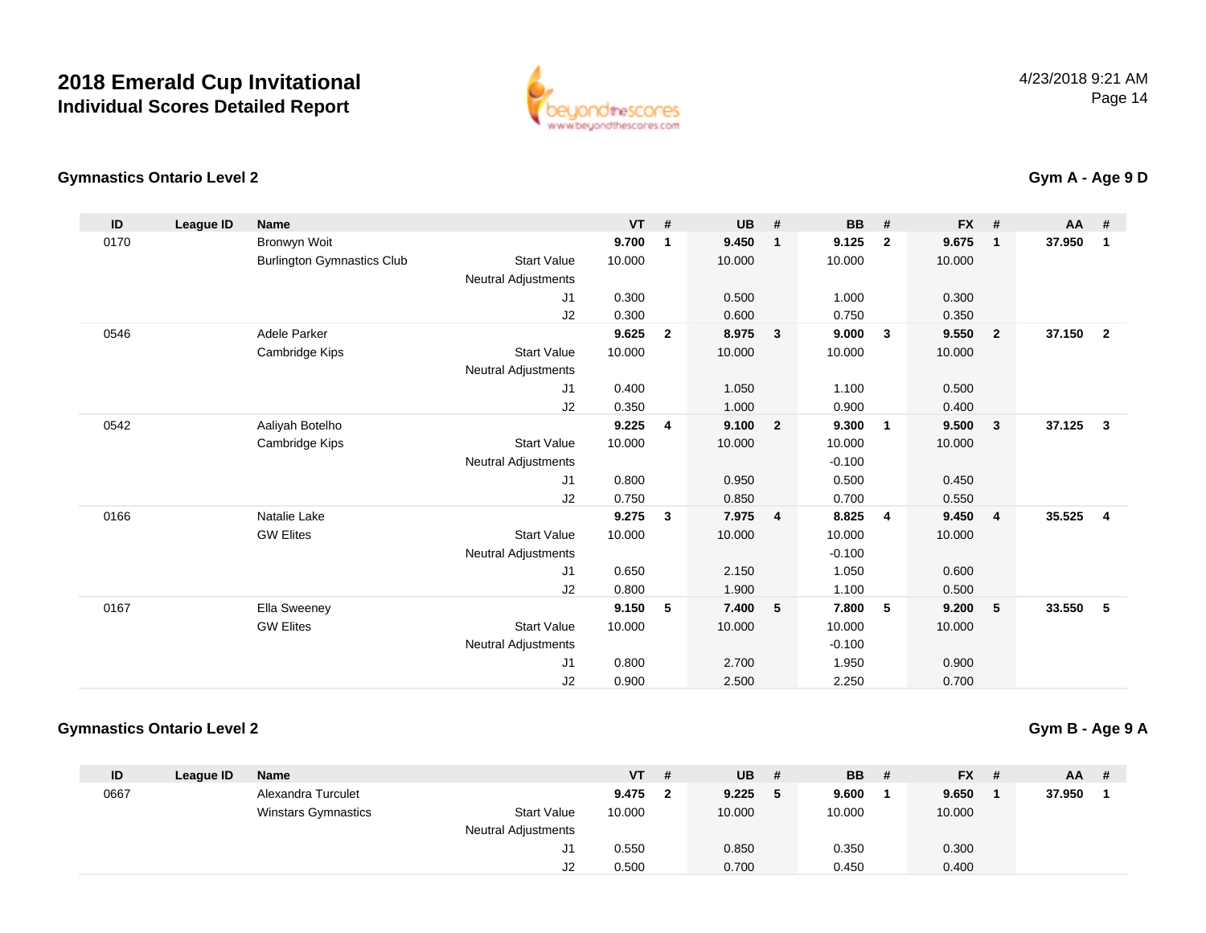# 2018 Emerald Cup Invitational

## Individual Scores Detailed Report

4/23/2018 9:21 AM

### Gymnastics Ontario Level 2

**Gym A - Age 9 D**

| ID | League ID | Name | | VT | # | UB | # | BB | # | FX | # | AA | # |
|---|---|---|---|---|---|---|---|---|---|---|---|---|---|
| 0170 | | Bronwyn Woit | | **9.700** | **1** | **9.450** | **1** | **9.125** | **2** | **9.675** | **1** | **37.950** | **1** |
| | | Burlington Gymnastics Club | Start Value | 10.000 | | 10.000 | | 10.000 | | 10.000 | | | |
| | | | Neutral Adjustments | | | | | | | | | | |
| | | | J1 | 0.300 | | 0.500 | | 1.000 | | 0.300 | | | |
| | | | J2 | 0.300 | | 0.600 | | 0.750 | | 0.350 | | | |
| 0546 | | Adele Parker | | **9.625** | **2** | **8.975** | **3** | **9.000** | **3** | **9.550** | **2** | **37.150** | **2** |
| | | Cambridge Kips | Start Value | 10.000 | | 10.000 | | 10.000 | | 10.000 | | | |
| | | | Neutral Adjustments | | | | | | | | | | |
| | | | J1 | 0.400 | | 1.050 | | 1.100 | | 0.500 | | | |
| | | | J2 | 0.350 | | 1.000 | | 0.900 | | 0.400 | | | |
| 0542 | | Aaliyah Botelho | | **9.225** | **4** | **9.100** | **2** | **9.300** | **1** | **9.500** | **3** | **37.125** | **3** |
| | | Cambridge Kips | Start Value | 10.000 | | 10.000 | | 10.000 | | 10.000 | | | |
| | | | Neutral Adjustments | | | | | -0.100 | | | | | |
| | | | J1 | 0.800 | | 0.950 | | 0.500 | | 0.450 | | | |
| | | | J2 | 0.750 | | 0.850 | | 0.700 | | 0.550 | | | |
| 0166 | | Natalie Lake | | **9.275** | **3** | **7.975** | **4** | **8.825** | **4** | **9.450** | **4** | **35.525** | **4** |
| | | GW Elites | Start Value | 10.000 | | 10.000 | | 10.000 | | 10.000 | | | |
| | | | Neutral Adjustments | | | | | -0.100 | | | | | |
| | | | J1 | 0.650 | | 2.150 | | 1.050 | | 0.600 | | | |
| | | | J2 | 0.800 | | 1.900 | | 1.100 | | 0.500 | | | |
| 0167 | | Ella Sweeney | | **9.150** | **5** | **7.400** | **5** | **7.800** | **5** | **9.200** | **5** | **33.550** | **5** |
| | | GW Elites | Start Value | 10.000 | | 10.000 | | 10.000 | | 10.000 | | | |
| | | | Neutral Adjustments | | | | | -0.100 | | | | | |
| | | | J1 | 0.800 | | 2.700 | | 1.950 | | 0.900 | | | |
| | | | J2 | 0.900 | | 2.500 | | 2.250 | | 0.700 | | | |

### Gymnastics Ontario Level 2

**Gym B - Age 9 A**

| ID | League ID | Name | | VT | # | UB | # | BB | # | FX | # | AA | # |
|---|---|---|---|---|---|---|---|---|---|---|---|---|---|
| 0667 | | Alexandra Turculet | | **9.475** | **2** | **9.225** | **5** | **9.600** | **1** | **9.650** | **1** | **37.950** | **1** |
| | | Winstars Gymnastics | Start Value | 10.000 | | 10.000 | | 10.000 | | 10.000 | | | |
| | | | Neutral Adjustments | | | | | | | | | | |
| | | | J1 | 0.550 | | 0.850 | | 0.350 | | 0.300 | | | |
| | | | J2 | 0.500 | | 0.700 | | 0.450 | | 0.400 | | | |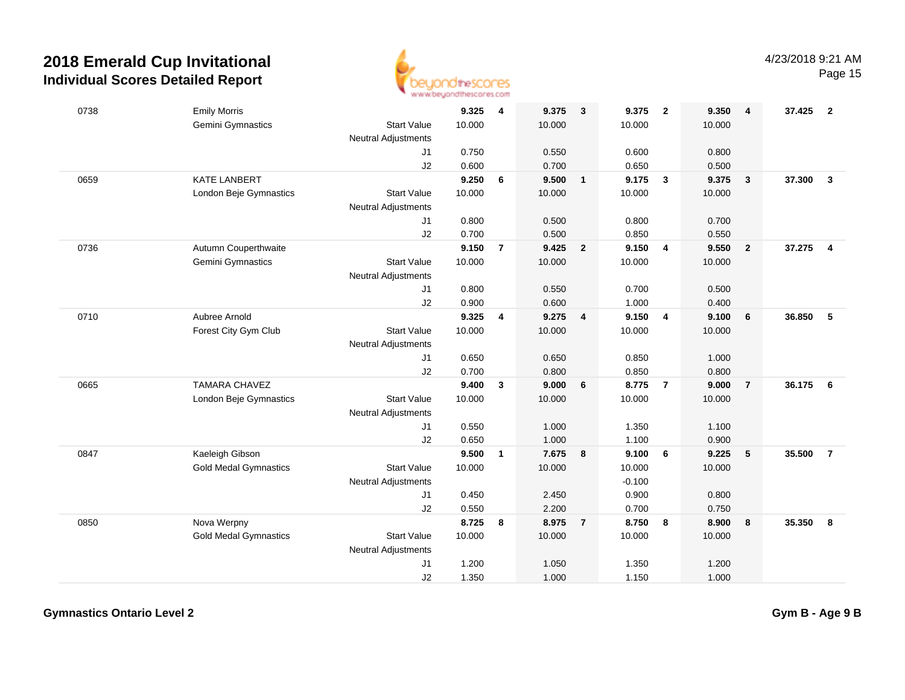# 2018 Emerald Cup Invitational

## Individual Scores Detailed Report

4/23/2018 9:21 AM

| # | Name / Club | | Vault | Rank | Bars | Rank | Beam | Rank | Floor | Rank | AA | Rank |
|---|---|---|---|---|---|---|---|---|---|---|---|---|
| 0738 | Emily Morris | | **9.325** | **4** | **9.375** | **3** | **9.375** | **2** | **9.350** | **4** | **37.425** | **2** |
| | Gemini Gymnastics | Start Value | 10.000 | | 10.000 | | 10.000 | | 10.000 | | | |
| | | Neutral Adjustments | | | | | | | | | | |
| | | J1 | 0.750 | | 0.550 | | 0.600 | | 0.800 | | | |
| | | J2 | 0.600 | | 0.700 | | 0.650 | | 0.500 | | | |
| 0659 | KATE LANBERT | | **9.250** | **6** | **9.500** | **1** | **9.175** | **3** | **9.375** | **3** | **37.300** | **3** |
| | London Beje Gymnastics | Start Value | 10.000 | | 10.000 | | 10.000 | | 10.000 | | | |
| | | Neutral Adjustments | | | | | | | | | | |
| | | J1 | 0.800 | | 0.500 | | 0.800 | | 0.700 | | | |
| | | J2 | 0.700 | | 0.500 | | 0.850 | | 0.550 | | | |
| 0736 | Autumn Couperthwaite | | **9.150** | **7** | **9.425** | **2** | **9.150** | **4** | **9.550** | **2** | **37.275** | **4** |
| | Gemini Gymnastics | Start Value | 10.000 | | 10.000 | | 10.000 | | 10.000 | | | |
| | | Neutral Adjustments | | | | | | | | | | |
| | | J1 | 0.800 | | 0.550 | | 0.700 | | 0.500 | | | |
| | | J2 | 0.900 | | 0.600 | | 1.000 | | 0.400 | | | |
| 0710 | Aubree Arnold | | **9.325** | **4** | **9.275** | **4** | **9.150** | **4** | **9.100** | **6** | **36.850** | **5** |
| | Forest City Gym Club | Start Value | 10.000 | | 10.000 | | 10.000 | | 10.000 | | | |
| | | Neutral Adjustments | | | | | | | | | | |
| | | J1 | 0.650 | | 0.650 | | 0.850 | | 1.000 | | | |
| | | J2 | 0.700 | | 0.800 | | 0.850 | | 0.800 | | | |
| 0665 | TAMARA CHAVEZ | | **9.400** | **3** | **9.000** | **6** | **8.775** | **7** | **9.000** | **7** | **36.175** | **6** |
| | London Beje Gymnastics | Start Value | 10.000 | | 10.000 | | 10.000 | | 10.000 | | | |
| | | Neutral Adjustments | | | | | | | | | | |
| | | J1 | 0.550 | | 1.000 | | 1.350 | | 1.100 | | | |
| | | J2 | 0.650 | | 1.000 | | 1.100 | | 0.900 | | | |
| 0847 | Kaeleigh Gibson | | **9.500** | **1** | **7.675** | **8** | **9.100** | **6** | **9.225** | **5** | **35.500** | **7** |
| | Gold Medal Gymnastics | Start Value | 10.000 | | 10.000 | | 10.000 | | 10.000 | | | |
| | | Neutral Adjustments | | | | | -0.100 | | | | | |
| | | J1 | 0.450 | | 2.450 | | 0.900 | | 0.800 | | | |
| | | J2 | 0.550 | | 2.200 | | 0.700 | | 0.750 | | | |
| 0850 | Nova Werpny | | **8.725** | **8** | **8.975** | **7** | **8.750** | **8** | **8.900** | **8** | **35.350** | **8** |
| | Gold Medal Gymnastics | Start Value | 10.000 | | 10.000 | | 10.000 | | 10.000 | | | |
| | | Neutral Adjustments | | | | | | | | | | |
| | | J1 | 1.200 | | 1.050 | | 1.350 | | 1.200 | | | |
| | | J2 | 1.350 | | 1.000 | | 1.150 | | 1.000 | | | |

**Gymnastics Ontario Level 2** — **Gym B - Age 9 B**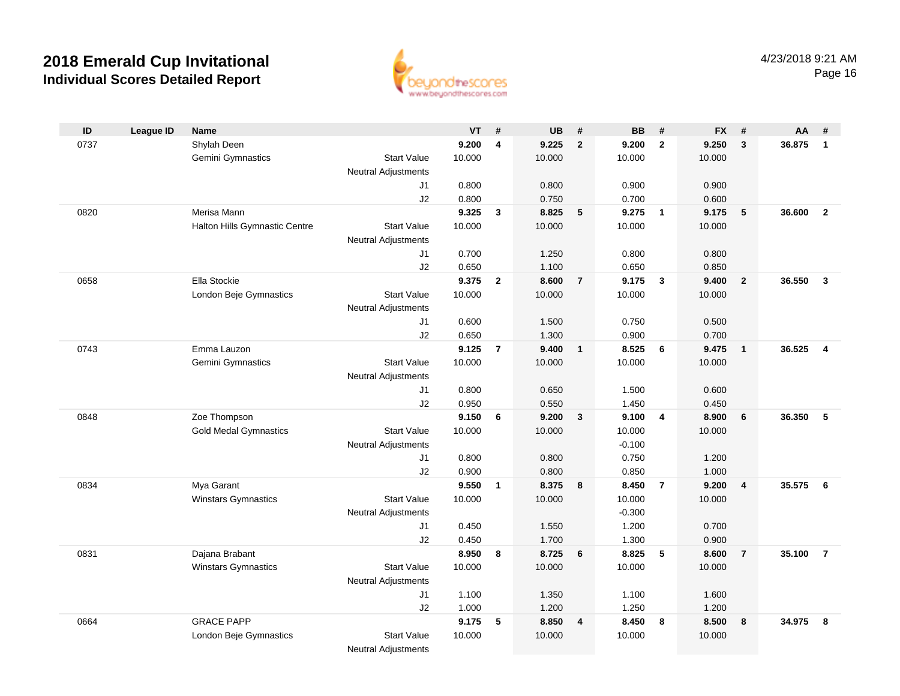# 2018 Emerald Cup Invitational
## Individual Scores Detailed Report

4/23/2018 9:21 AM

| ID | League ID | Name | | VT | # | UB | # | BB | # | FX | # | AA | # |
|---|---|---|---|---|---|---|---|---|---|---|---|---|---|
| 0737 | | Shylah Deen | | **9.200** | **4** | **9.225** | **2** | **9.200** | **2** | **9.250** | **3** | **36.875** | **1** |
| | | Gemini Gymnastics | Start Value | 10.000 | | 10.000 | | 10.000 | | 10.000 | | | |
| | | | Neutral Adjustments | | | | | | | | | | |
| | | | J1 | 0.800 | | 0.800 | | 0.900 | | 0.900 | | | |
| | | | J2 | 0.800 | | 0.750 | | 0.700 | | 0.600 | | | |
| 0820 | | Merisa Mann | | **9.325** | **3** | **8.825** | **5** | **9.275** | **1** | **9.175** | **5** | **36.600** | **2** |
| | | Halton Hills Gymnastic Centre | Start Value | 10.000 | | 10.000 | | 10.000 | | 10.000 | | | |
| | | | Neutral Adjustments | | | | | | | | | | |
| | | | J1 | 0.700 | | 1.250 | | 0.800 | | 0.800 | | | |
| | | | J2 | 0.650 | | 1.100 | | 0.650 | | 0.850 | | | |
| 0658 | | Ella Stockie | | **9.375** | **2** | **8.600** | **7** | **9.175** | **3** | **9.400** | **2** | **36.550** | **3** |
| | | London Beje Gymnastics | Start Value | 10.000 | | 10.000 | | 10.000 | | 10.000 | | | |
| | | | Neutral Adjustments | | | | | | | | | | |
| | | | J1 | 0.600 | | 1.500 | | 0.750 | | 0.500 | | | |
| | | | J2 | 0.650 | | 1.300 | | 0.900 | | 0.700 | | | |
| 0743 | | Emma Lauzon | | **9.125** | **7** | **9.400** | **1** | **8.525** | **6** | **9.475** | **1** | **36.525** | **4** |
| | | Gemini Gymnastics | Start Value | 10.000 | | 10.000 | | 10.000 | | 10.000 | | | |
| | | | Neutral Adjustments | | | | | | | | | | |
| | | | J1 | 0.800 | | 0.650 | | 1.500 | | 0.600 | | | |
| | | | J2 | 0.950 | | 0.550 | | 1.450 | | 0.450 | | | |
| 0848 | | Zoe Thompson | | **9.150** | **6** | **9.200** | **3** | **9.100** | **4** | **8.900** | **6** | **36.350** | **5** |
| | | Gold Medal Gymnastics | Start Value | 10.000 | | 10.000 | | 10.000 | | 10.000 | | | |
| | | | Neutral Adjustments | | | | | -0.100 | | | | | |
| | | | J1 | 0.800 | | 0.800 | | 0.750 | | 1.200 | | | |
| | | | J2 | 0.900 | | 0.800 | | 0.850 | | 1.000 | | | |
| 0834 | | Mya Garant | | **9.550** | **1** | **8.375** | **8** | **8.450** | **7** | **9.200** | **4** | **35.575** | **6** |
| | | Winstars Gymnastics | Start Value | 10.000 | | 10.000 | | 10.000 | | 10.000 | | | |
| | | | Neutral Adjustments | | | | | -0.300 | | | | | |
| | | | J1 | 0.450 | | 1.550 | | 1.200 | | 0.700 | | | |
| | | | J2 | 0.450 | | 1.700 | | 1.300 | | 0.900 | | | |
| 0831 | | Dajana Brabant | | **8.950** | **8** | **8.725** | **6** | **8.825** | **5** | **8.600** | **7** | **35.100** | **7** |
| | | Winstars Gymnastics | Start Value | 10.000 | | 10.000 | | 10.000 | | 10.000 | | | |
| | | | Neutral Adjustments | | | | | | | | | | |
| | | | J1 | 1.100 | | 1.350 | | 1.100 | | 1.600 | | | |
| | | | J2 | 1.000 | | 1.200 | | 1.250 | | 1.200 | | | |
| 0664 | | GRACE PAPP | | **9.175** | **5** | **8.850** | **4** | **8.450** | **8** | **8.500** | **8** | **34.975** | **8** |
| | | London Beje Gymnastics | Start Value | 10.000 | | 10.000 | | 10.000 | | 10.000 | | | |
| | | | Neutral Adjustments | | | | | | | | | | |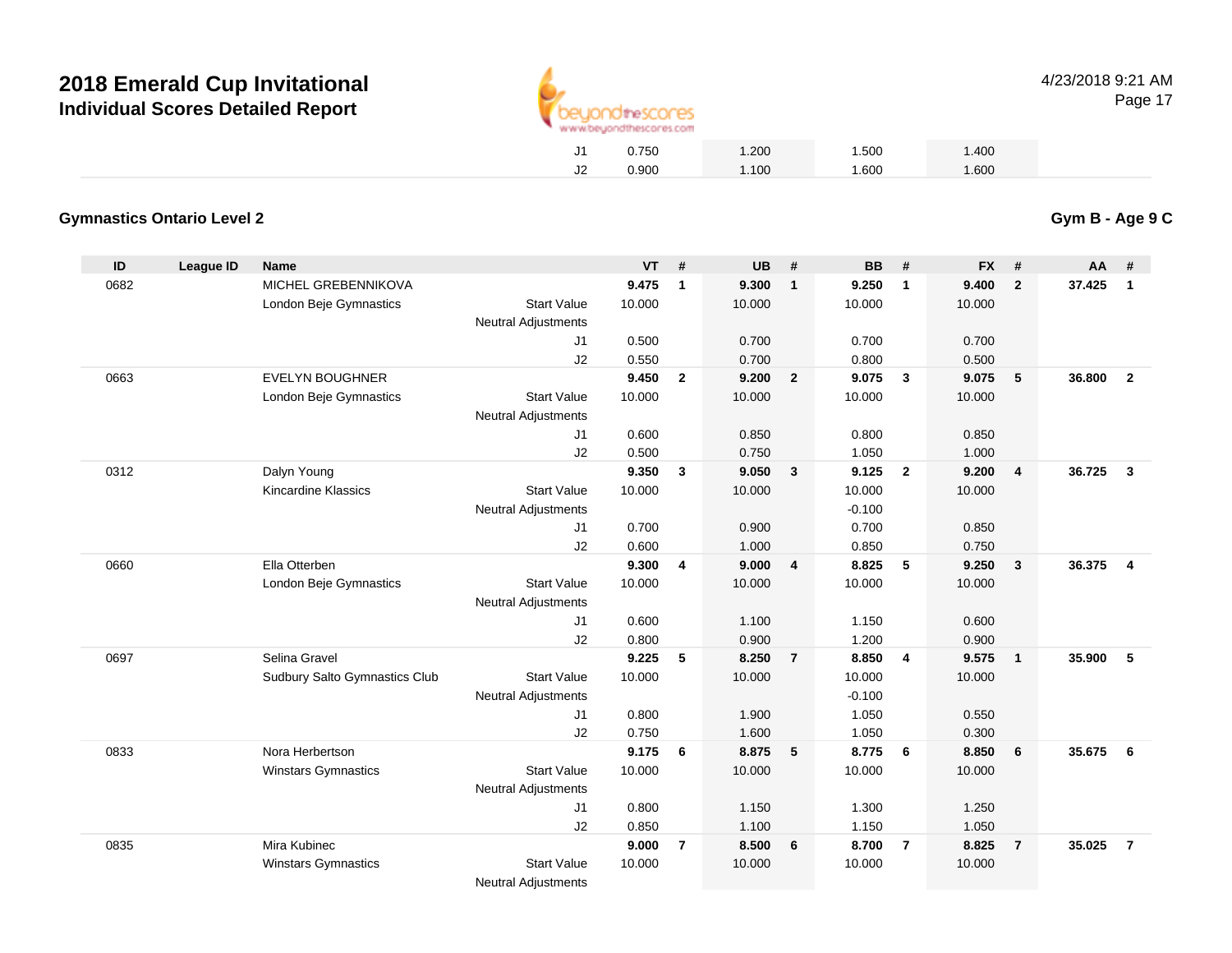# 2018 Emerald Cup Invitational

## Individual Scores Detailed Report

| | | | | | | |
|---|---|---|---|---|---|---|
| J1 | 0.750 | 1.200 | 1.500 | 1.400 | | |
| J2 | 0.900 | 1.100 | 1.600 | 1.600 | | |

### Gymnastics Ontario Level 2

**Gym B - Age 9 C**

| ID | League ID | Name | | VT | # | UB | # | BB | # | FX | # | AA | # |
|---|---|---|---|---|---|---|---|---|---|---|---|---|---|
| 0682 | | MICHEL GREBENNIKOVA | | **9.475** | **1** | **9.300** | **1** | **9.250** | **1** | **9.400** | **2** | **37.425** | **1** |
| | | London Beje Gymnastics | Start Value | 10.000 | | 10.000 | | 10.000 | | 10.000 | | | |
| | | | Neutral Adjustments | | | | | | | | | | |
| | | | J1 | 0.500 | | 0.700 | | 0.700 | | 0.700 | | | |
| | | | J2 | 0.550 | | 0.700 | | 0.800 | | 0.500 | | | |
| 0663 | | EVELYN BOUGHNER | | **9.450** | **2** | **9.200** | **2** | **9.075** | **3** | **9.075** | **5** | **36.800** | **2** |
| | | London Beje Gymnastics | Start Value | 10.000 | | 10.000 | | 10.000 | | 10.000 | | | |
| | | | Neutral Adjustments | | | | | | | | | | |
| | | | J1 | 0.600 | | 0.850 | | 0.800 | | 0.850 | | | |
| | | | J2 | 0.500 | | 0.750 | | 1.050 | | 1.000 | | | |
| 0312 | | Dalyn Young | | **9.350** | **3** | **9.050** | **3** | **9.125** | **2** | **9.200** | **4** | **36.725** | **3** |
| | | Kincardine Klassics | Start Value | 10.000 | | 10.000 | | 10.000 | | 10.000 | | | |
| | | | Neutral Adjustments | | | | | -0.100 | | | | | |
| | | | J1 | 0.700 | | 0.900 | | 0.700 | | 0.850 | | | |
| | | | J2 | 0.600 | | 1.000 | | 0.850 | | 0.750 | | | |
| 0660 | | Ella Otterben | | **9.300** | **4** | **9.000** | **4** | **8.825** | **5** | **9.250** | **3** | **36.375** | **4** |
| | | London Beje Gymnastics | Start Value | 10.000 | | 10.000 | | 10.000 | | 10.000 | | | |
| | | | Neutral Adjustments | | | | | | | | | | |
| | | | J1 | 0.600 | | 1.100 | | 1.150 | | 0.600 | | | |
| | | | J2 | 0.800 | | 0.900 | | 1.200 | | 0.900 | | | |
| 0697 | | Selina Gravel | | **9.225** | **5** | **8.250** | **7** | **8.850** | **4** | **9.575** | **1** | **35.900** | **5** |
| | | Sudbury Salto Gymnastics Club | Start Value | 10.000 | | 10.000 | | 10.000 | | 10.000 | | | |
| | | | Neutral Adjustments | | | | | -0.100 | | | | | |
| | | | J1 | 0.800 | | 1.900 | | 1.050 | | 0.550 | | | |
| | | | J2 | 0.750 | | 1.600 | | 1.050 | | 0.300 | | | |
| 0833 | | Nora Herbertson | | **9.175** | **6** | **8.875** | **5** | **8.775** | **6** | **8.850** | **6** | **35.675** | **6** |
| | | Winstars Gymnastics | Start Value | 10.000 | | 10.000 | | 10.000 | | 10.000 | | | |
| | | | Neutral Adjustments | | | | | | | | | | |
| | | | J1 | 0.800 | | 1.150 | | 1.300 | | 1.250 | | | |
| | | | J2 | 0.850 | | 1.100 | | 1.150 | | 1.050 | | | |
| 0835 | | Mira Kubinec | | **9.000** | **7** | **8.500** | **6** | **8.700** | **7** | **8.825** | **7** | **35.025** | **7** |
| | | Winstars Gymnastics | Start Value | 10.000 | | 10.000 | | 10.000 | | 10.000 | | | |
| | | | Neutral Adjustments | | | | | | | | | | |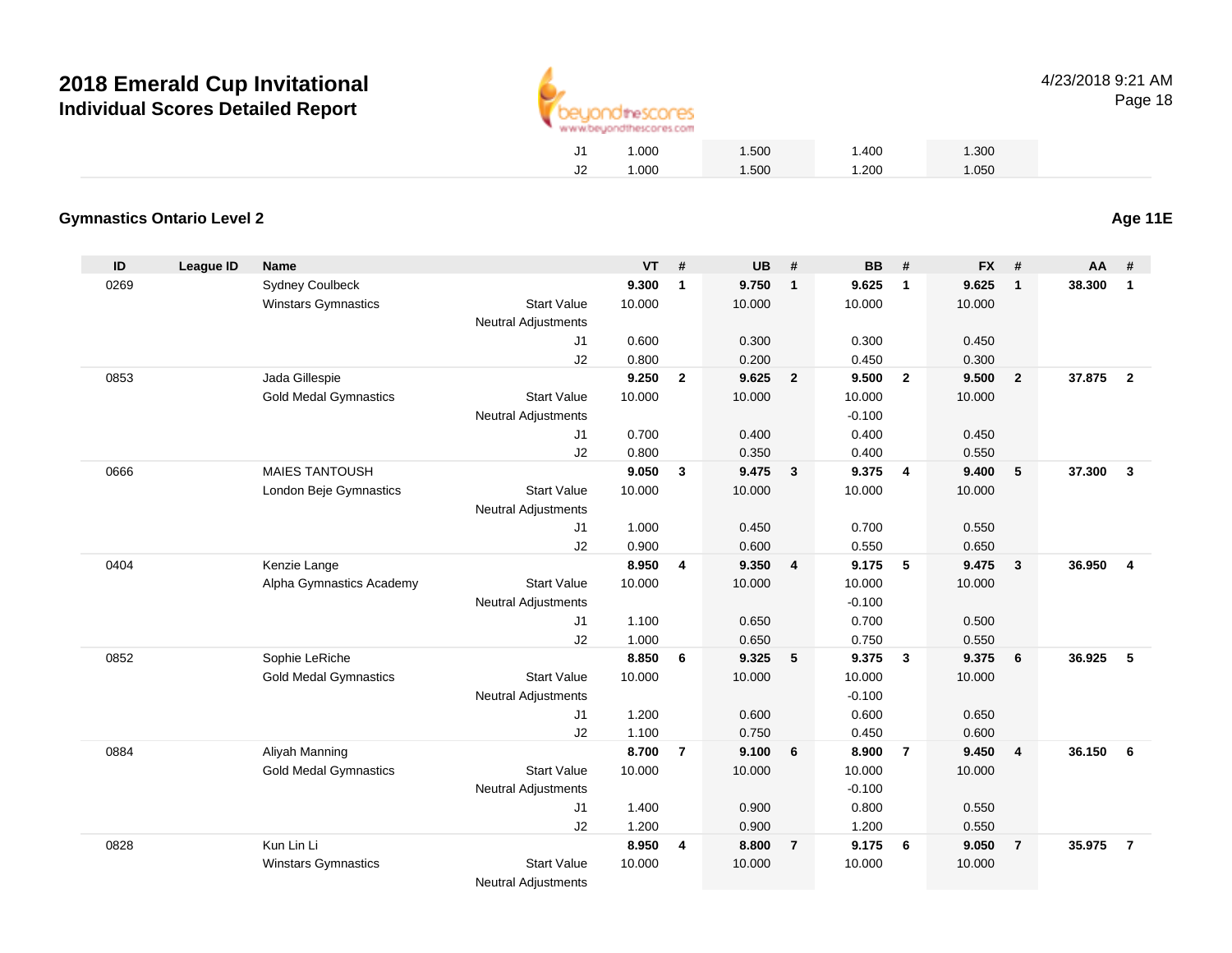# 2018 Emerald Cup Invitational

## Individual Scores Detailed Report

| | | | | | | | | | | | | |
|---|---|---|---|---|---|---|---|---|---|---|---|---|
| | | | J1 | 1.000 | | 1.500 | | 1.400 | | 1.300 | | |
| | | | J2 | 1.000 | | 1.500 | | 1.200 | | 1.050 | | |

### Gymnastics Ontario Level 2

**Age 11E**

| ID | League ID | Name | | VT | # | UB | # | BB | # | FX | # | AA | # |
|---|---|---|---|---|---|---|---|---|---|---|---|---|---|
| 0269 | | Sydney Coulbeck | | **9.300** | **1** | **9.750** | **1** | **9.625** | **1** | **9.625** | **1** | **38.300** | **1** |
| | | Winstars Gymnastics | Start Value | 10.000 | | 10.000 | | 10.000 | | 10.000 | | | |
| | | | Neutral Adjustments | | | | | | | | | | |
| | | | J1 | 0.600 | | 0.300 | | 0.300 | | 0.450 | | | |
| | | | J2 | 0.800 | | 0.200 | | 0.450 | | 0.300 | | | |
| 0853 | | Jada Gillespie | | **9.250** | **2** | **9.625** | **2** | **9.500** | **2** | **9.500** | **2** | **37.875** | **2** |
| | | Gold Medal Gymnastics | Start Value | 10.000 | | 10.000 | | 10.000 | | 10.000 | | | |
| | | | Neutral Adjustments | | | | | -0.100 | | | | | |
| | | | J1 | 0.700 | | 0.400 | | 0.400 | | 0.450 | | | |
| | | | J2 | 0.800 | | 0.350 | | 0.400 | | 0.550 | | | |
| 0666 | | MAIES TANTOUSH | | **9.050** | **3** | **9.475** | **3** | **9.375** | **4** | **9.400** | **5** | **37.300** | **3** |
| | | London Beje Gymnastics | Start Value | 10.000 | | 10.000 | | 10.000 | | 10.000 | | | |
| | | | Neutral Adjustments | | | | | | | | | | |
| | | | J1 | 1.000 | | 0.450 | | 0.700 | | 0.550 | | | |
| | | | J2 | 0.900 | | 0.600 | | 0.550 | | 0.650 | | | |
| 0404 | | Kenzie Lange | | **8.950** | **4** | **9.350** | **4** | **9.175** | **5** | **9.475** | **3** | **36.950** | **4** |
| | | Alpha Gymnastics Academy | Start Value | 10.000 | | 10.000 | | 10.000 | | 10.000 | | | |
| | | | Neutral Adjustments | | | | | -0.100 | | | | | |
| | | | J1 | 1.100 | | 0.650 | | 0.700 | | 0.500 | | | |
| | | | J2 | 1.000 | | 0.650 | | 0.750 | | 0.550 | | | |
| 0852 | | Sophie LeRiche | | **8.850** | **6** | **9.325** | **5** | **9.375** | **3** | **9.375** | **6** | **36.925** | **5** |
| | | Gold Medal Gymnastics | Start Value | 10.000 | | 10.000 | | 10.000 | | 10.000 | | | |
| | | | Neutral Adjustments | | | | | -0.100 | | | | | |
| | | | J1 | 1.200 | | 0.600 | | 0.600 | | 0.650 | | | |
| | | | J2 | 1.100 | | 0.750 | | 0.450 | | 0.600 | | | |
| 0884 | | Aliyah Manning | | **8.700** | **7** | **9.100** | **6** | **8.900** | **7** | **9.450** | **4** | **36.150** | **6** |
| | | Gold Medal Gymnastics | Start Value | 10.000 | | 10.000 | | 10.000 | | 10.000 | | | |
| | | | Neutral Adjustments | | | | | -0.100 | | | | | |
| | | | J1 | 1.400 | | 0.900 | | 0.800 | | 0.550 | | | |
| | | | J2 | 1.200 | | 0.900 | | 1.200 | | 0.550 | | | |
| 0828 | | Kun Lin Li | | **8.950** | **4** | **8.800** | **7** | **9.175** | **6** | **9.050** | **7** | **35.975** | **7** |
| | | Winstars Gymnastics | Start Value | 10.000 | | 10.000 | | 10.000 | | 10.000 | | | |
| | | | Neutral Adjustments | | | | | | | | | | |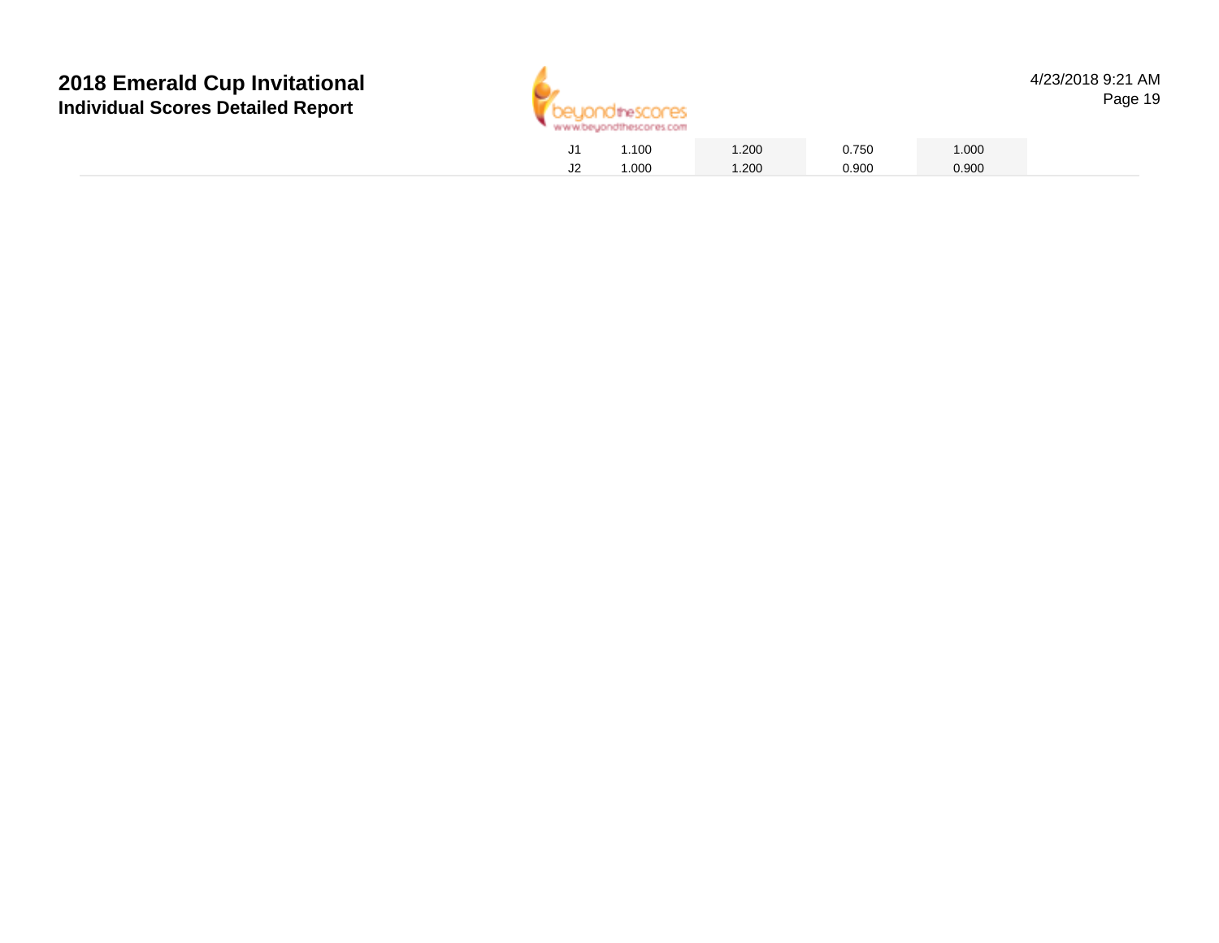| | | | | |
|---|---|---|---|---|
| J1 | 1.100 | 1.200 | 0.750 | 1.000 |
| J2 | 1.000 | 1.200 | 0.900 | 0.900 |